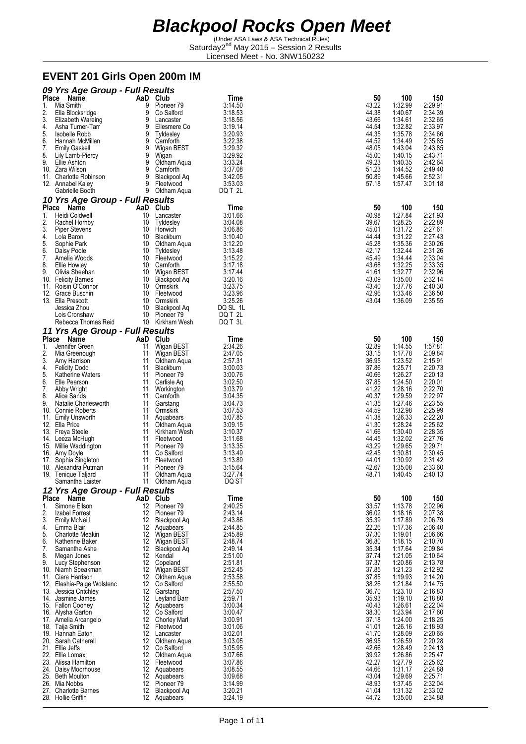# Blackpool Rocks Open Meet

(Under ASA Laws & ASA Technical Rules)
Saturday 2nd May 2015 – Session 2 Results
Licensed Meet - No. 3NW150232

## EVENT 201 Girls Open 200m IM

### 09 Yrs Age Group - Full Results

| Place | Name | AaD | Club | Time | 50 | 100 | 150 |
|---|---|---|---|---|---|---|---|
| 1. | Mia Smith | 9 | Pioneer 79 | 3:14.50 | 43.22 | 1:32.99 | 2:29.91 |
| 2. | Ella Blocksridge | 9 | Co Salford | 3:18.53 | 44.38 | 1:40.67 | 2:34.39 |
| 3. | Elizabeth Wareing | 9 | Lancaster | 3:18.56 | 43.66 | 1:34.61 | 2:32.65 |
| 4. | Asha Turner-Tarr | 9 | Ellesmere Co | 3:19.14 | 44.54 | 1:32.82 | 2:33.97 |
| 5. | Isobelle Robb | 9 | Tyldesley | 3:20.93 | 44.35 | 1:35.78 | 2:34.66 |
| 6. | Hannah McMillan | 9 | Carnforth | 3:22.38 | 44.52 | 1:34.49 | 2:35.85 |
| 7. | Emily Gaskell | 9 | Wigan BEST | 3:29.32 | 48.05 | 1:43.04 | 2:43.85 |
| 8. | Lily Lamb-Piercy | 9 | Wigan | 3:29.92 | 45.00 | 1:40.15 | 2:43.71 |
| 9. | Ellie Ashton | 9 | Oldham Aqua | 3:33.24 | 49.23 | 1:40.35 | 2:42.64 |
| 10. | Zara Wilson | 9 | Carnforth | 3:37.08 | 51.23 | 1:44.52 | 2:49.40 |
| 11. | Charlotte Robinson | 9 | Blackpool Aq | 3:42.05 | 50.89 | 1:45.66 | 2:52.31 |
| 12. | Annabel Kaley | 9 | Fleetwood | 3:53.03 | 57.18 | 1:57.47 | 3:01.18 |
| | Gabrielle Booth | 9 | Oldham Aqua | DQ T 2L | | | |

### 10 Yrs Age Group - Full Results

| Place | Name | AaD | Club | Time | 50 | 100 | 150 |
|---|---|---|---|---|---|---|---|
| 1. | Heidi Coldwell | 10 | Lancaster | 3:01.66 | 40.98 | 1:27.84 | 2:21.93 |
| 2. | Rachel Hornby | 10 | Tyldesley | 3:04.08 | 39.67 | 1:28.25 | 2:22.89 |
| 3. | Piper Stevens | 10 | Horwich | 3:06.86 | 45.01 | 1:31.72 | 2:27.61 |
| 4. | Lola Baron | 10 | Blackburn | 3:10.40 | 44.44 | 1:31.22 | 2:27.43 |
| 5. | Sophie Park | 10 | Oldham Aqua | 3:12.20 | 45.28 | 1:35.36 | 2:30.26 |
| 6. | Daisy Poole | 10 | Tyldesley | 3:13.48 | 42.17 | 1:32.44 | 2:31.26 |
| 7. | Amelia Woods | 10 | Fleetwood | 3:15.22 | 45.49 | 1:34.44 | 2:33.04 |
| 8. | Ellie Howley | 10 | Carnforth | 3:17.18 | 43.68 | 1:32.25 | 2:33.35 |
| 9. | Olivia Sheehan | 10 | Wigan BEST | 3:17.44 | 41.61 | 1:32.77 | 2:32.96 |
| 10. | Felicity Barnes | 10 | Blackpool Aq | 3:20.16 | 43.09 | 1:35.00 | 2:32.14 |
| 11. | Roisin O'Connor | 10 | Ormskirk | 3:23.75 | 43.40 | 1:37.76 | 2:40.30 |
| 12. | Grace Buschini | 10 | Fleetwood | 3:23.96 | 42.96 | 1:33.46 | 2:36.50 |
| 13. | Ella Prescott | 10 | Ormskirk | 3:25.26 | 43.04 | 1:36.09 | 2:35.55 |
| | Jessica Zhou | 10 | Blackpool Aq | DQ SL 1L | | | |
| | Lois Cronshaw | 10 | Pioneer 79 | DQ T 2L | | | |
| | Rebecca Thomas Reid | 10 | Kirkham Wesh | DQ T 3L | | | |

### 11 Yrs Age Group - Full Results

| Place | Name | AaD | Club | Time | 50 | 100 | 150 |
|---|---|---|---|---|---|---|---|
| 1. | Jennifer Green | 11 | Wigan BEST | 2:34.26 | 32.89 | 1:14.55 | 1:57.81 |
| 2. | Mia Greenough | 11 | Wigan BEST | 2:47.05 | 33.15 | 1:17.78 | 2:09.84 |
| 3. | Amy Harrison | 11 | Oldham Aqua | 2:57.31 | 36.95 | 1:23.52 | 2:15.91 |
| 4. | Felicity Dodd | 11 | Blackburn | 3:00.03 | 37.86 | 1:25.71 | 2:20.73 |
| 5. | Katherine Waters | 11 | Pioneer 79 | 3:00.76 | 40.66 | 1:26.27 | 2:20.13 |
| 6. | Elle Pearson | 11 | Carlisle Aq | 3:02.50 | 37.85 | 1:24.50 | 2:20.01 |
| 7. | Abby Wright | 11 | Workington | 3:03.79 | 41.22 | 1:28.16 | 2:22.70 |
| 8. | Alice Sands | 11 | Carnforth | 3:04.35 | 40.37 | 1:29.59 | 2:22.97 |
| 9. | Natalie Charlesworth | 11 | Garstang | 3:04.73 | 41.35 | 1:27.46 | 2:23.55 |
| 10. | Connie Roberts | 11 | Ormskirk | 3:07.53 | 44.59 | 1:32.98 | 2:25.99 |
| 11. | Emily Unsworth | 11 | Aquabears | 3:07.85 | 41.38 | 1:26.33 | 2:22.20 |
| 12. | Ella Price | 11 | Oldham Aqua | 3:09.15 | 41.30 | 1:28.24 | 2:25.62 |
| 13. | Freya Steele | 11 | Kirkham Wesh | 3:10.37 | 41.66 | 1:30.40 | 2:28.35 |
| 14. | Leeza McHugh | 11 | Fleetwood | 3:11.68 | 44.45 | 1:32.02 | 2:27.76 |
| 15. | Millie Waddington | 11 | Pioneer 79 | 3:13.35 | 43.29 | 1:29.65 | 2:29.71 |
| 16. | Amy Doyle | 11 | Co Salford | 3:13.49 | 42.45 | 1:30.81 | 2:30.45 |
| 17. | Sophia Singleton | 11 | Fleetwood | 3:13.89 | 44.01 | 1:30.92 | 2:31.42 |
| 18. | Alexandra Putman | 11 | Pioneer 79 | 3:15.64 | 42.67 | 1:35.08 | 2:33.60 |
| 19. | Tenique Taljard | 11 | Oldham Aqua | 3:27.74 | 48.71 | 1:40.45 | 2:40.13 |
| | Samantha Laister | 11 | Oldham Aqua | DQ ST | | | |

### 12 Yrs Age Group - Full Results

| Place | Name | AaD | Club | Time | 50 | 100 | 150 |
|---|---|---|---|---|---|---|---|
| 1. | Simone Ellson | 12 | Pioneer 79 | 2:40.25 | 33.57 | 1:13.78 | 2:02.96 |
| 2. | Izabel Forrest | 12 | Pioneer 79 | 2:43.14 | 36.02 | 1:18.16 | 2:07.38 |
| 3. | Emily McNeill | 12 | Blackpool Aq | 2:43.86 | 35.39 | 1:17.89 | 2:06.79 |
| 4. | Emma Blair | 12 | Aquabears | 2:44.85 | 22.26 | 1:17.36 | 2:06.40 |
| 5. | Charlotte Meakin | 12 | Wigan BEST | 2:45.89 | 37.30 | 1:19.01 | 2:06.66 |
| 6. | Katherine Baker | 12 | Wigan BEST | 2:48.74 | 36.80 | 1:18.15 | 2:10.70 |
| 7. | Samantha Ashe | 12 | Blackpool Aq | 2:49.14 | 35.34 | 1:17.64 | 2:09.84 |
| 8. | Megan Jones | 12 | Kendal | 2:51.00 | 37.74 | 1:21.05 | 2:10.64 |
| 9. | Lucy Stephenson | 12 | Copeland | 2:51.81 | 37.37 | 1:20.86 | 2:13.78 |
| 10. | Niamh Speakman | 12 | Wigan BEST | 2:52.45 | 37.85 | 1:21.23 | 2:12.92 |
| 11. | Ciara Harrison | 12 | Oldham Aqua | 2:53.58 | 37.85 | 1:19.93 | 2:14.20 |
| 12. | Eleshia-Paige Wolstenc | 12 | Co Salford | 2:55.50 | 38.26 | 1:21.84 | 2:14.75 |
| 13. | Jessica Critchley | 12 | Garstang | 2:57.50 | 36.70 | 1:23.10 | 2:16.83 |
| 14. | Jasmine James | 12 | Leyland Barr | 2:59.71 | 35.93 | 1:19.10 | 2:18.80 |
| 15. | Fallon Cooney | 12 | Aquabears | 3:00.34 | 40.43 | 1:26.61 | 2:22.04 |
| 16. | Alysha Garton | 12 | Co Salford | 3:00.47 | 38.30 | 1:23.94 | 2:17.60 |
| 17. | Amelia Arcangelo | 12 | Chorley Marl | 3:00.91 | 37.18 | 1:24.00 | 2:18.25 |
| 18. | Taija Smith | 12 | Fleetwood | 3:01.06 | 41.01 | 1:26.16 | 2:18.93 |
| 19. | Hannah Eaton | 12 | Lancaster | 3:02.01 | 41.70 | 1:28.09 | 2:20.65 |
| 20. | Sarah Catherall | 12 | Oldham Aqua | 3:03.05 | 36.95 | 1:26.59 | 2:20.28 |
| 21. | Ellie Jeffs | 12 | Co Salford | 3:05.95 | 42.66 | 1:28.49 | 2:24.13 |
| 22. | Ellie Lomax | 12 | Oldham Aqua | 3:07.66 | 39.92 | 1:26.86 | 2:25.47 |
| 23. | Alissa Hamilton | 12 | Fleetwood | 3:07.86 | 42.27 | 1:27.79 | 2:25.62 |
| 24. | Daisy Moorhouse | 12 | Aquabears | 3:08.55 | 44.66 | 1:31.17 | 2:24.88 |
| 25. | Beth Moulton | 12 | Aquabears | 3:09.68 | 43.04 | 1:29.69 | 2:25.71 |
| 26. | Mia Nobbs | 12 | Pioneer 79 | 3:14.99 | 48.93 | 1:37.45 | 2:32.04 |
| 27. | Charlotte Barnes | 12 | Blackpool Aq | 3:20.21 | 41.04 | 1:31.32 | 2:33.02 |
| 28. | Hollie Griffin | 12 | Aquabears | 3:24.19 | 44.72 | 1:35.00 | 2:34.88 |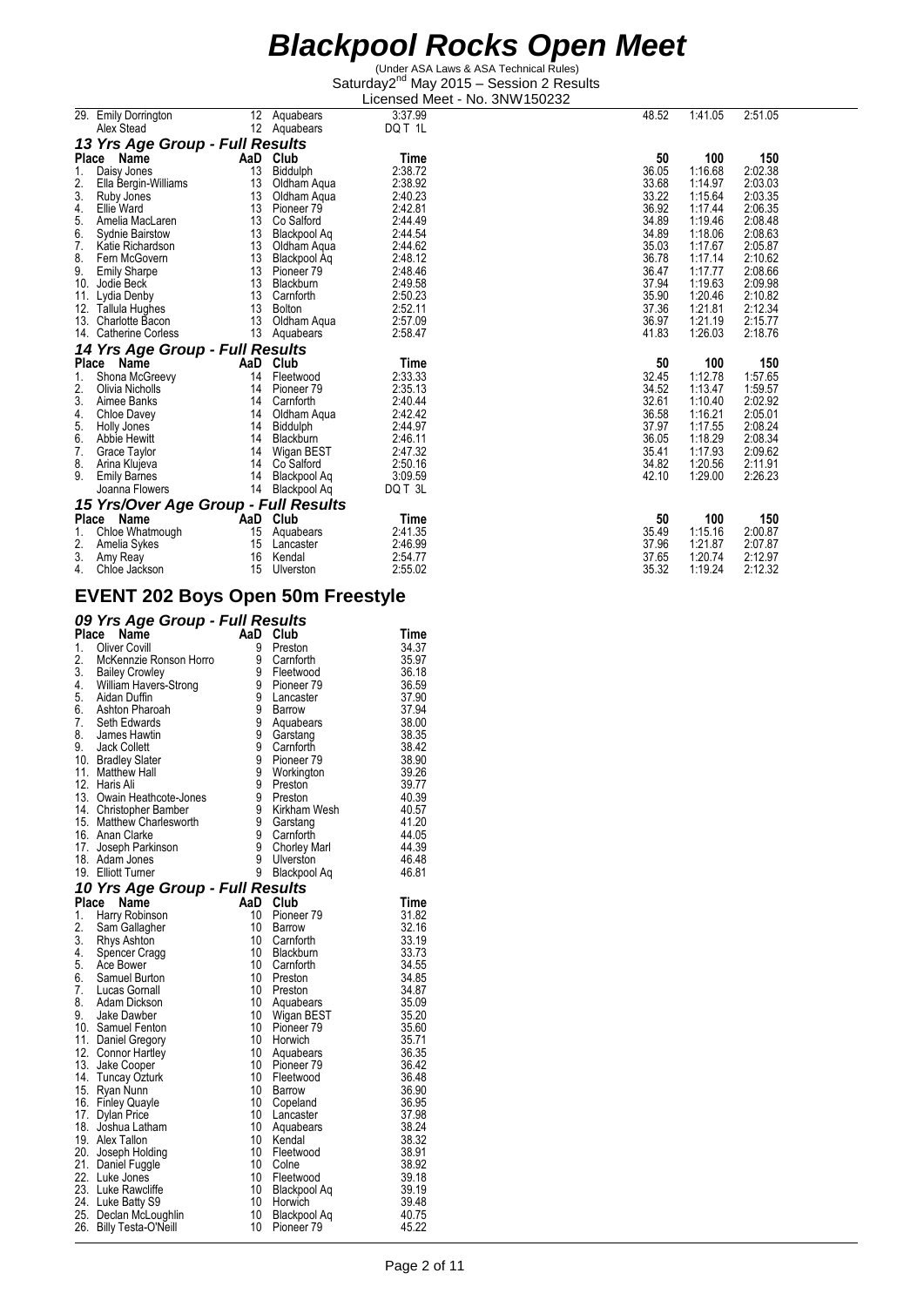# Blackpool Rocks Open Meet

(Under ASA Laws & ASA Technical Rules)
Saturday 2[nd] May 2015 – Session 2 Results
Licensed Meet - No. 3NW150232

| Place | Name | AaD | Club | Time | 50 | 100 | 150 |
|---|---|---|---|---|---|---|---|
| 29. | Emily Dorrington | 12 | Aquabears | 3:37.99 | 48.52 | 1:41.05 | 2:51.05 |
| | Alex Stead | 12 | Aquabears | DQ T 1L | | | |

### 13 Yrs Age Group - Full Results

| Place | Name | AaD | Club | Time | 50 | 100 | 150 |
|---|---|---|---|---|---|---|---|
| 1. | Daisy Jones | 13 | Biddulph | 2:38.72 | 36.05 | 1:16.68 | 2:02.38 |
| 2. | Ella Bergin-Williams | 13 | Oldham Aqua | 2:38.92 | 33.68 | 1:14.97 | 2:03.03 |
| 3. | Ruby Jones | 13 | Oldham Aqua | 2:40.23 | 33.22 | 1:15.64 | 2:03.35 |
| 4. | Ellie Ward | 13 | Pioneer 79 | 2:42.81 | 36.92 | 1:17.44 | 2:06.35 |
| 5. | Amelia MacLaren | 13 | Co Salford | 2:44.49 | 34.89 | 1:19.46 | 2:08.48 |
| 6. | Sydnie Bairstow | 13 | Blackpool Aq | 2:44.54 | 34.89 | 1:18.06 | 2:08.63 |
| 7. | Katie Richardson | 13 | Oldham Aqua | 2:44.62 | 35.03 | 1:17.67 | 2:05.87 |
| 8. | Fern McGovern | 13 | Blackpool Aq | 2:48.12 | 36.78 | 1:17.14 | 2:10.62 |
| 9. | Emily Sharpe | 13 | Pioneer 79 | 2:48.46 | 36.47 | 1:17.77 | 2:08.66 |
| 10. | Jodie Beck | 13 | Blackburn | 2:49.58 | 37.94 | 1:19.63 | 2:09.98 |
| 11. | Lydia Denby | 13 | Carnforth | 2:50.23 | 35.90 | 1:20.46 | 2:10.82 |
| 12. | Tallula Hughes | 13 | Bolton | 2:52.11 | 37.36 | 1:21.81 | 2:12.34 |
| 13. | Charlotte Bacon | 13 | Oldham Aqua | 2:57.09 | 36.97 | 1:21.19 | 2:15.77 |
| 14. | Catherine Corless | 13 | Aquabears | 2:58.47 | 41.83 | 1:26.03 | 2:18.76 |

### 14 Yrs Age Group - Full Results

| Place | Name | AaD | Club | Time | 50 | 100 | 150 |
|---|---|---|---|---|---|---|---|
| 1. | Shona McGreevy | 14 | Fleetwood | 2:33.33 | 32.45 | 1:12.78 | 1:57.65 |
| 2. | Olivia Nicholls | 14 | Pioneer 79 | 2:35.13 | 34.52 | 1:13.47 | 1:59.57 |
| 3. | Aimee Banks | 14 | Carnforth | 2:40.44 | 32.61 | 1:10.40 | 2:02.92 |
| 4. | Chloe Davey | 14 | Oldham Aqua | 2:42.42 | 36.58 | 1:16.21 | 2:05.01 |
| 5. | Holly Jones | 14 | Biddulph | 2:44.97 | 37.97 | 1:17.55 | 2:08.24 |
| 6. | Abbie Hewitt | 14 | Blackburn | 2:46.11 | 36.05 | 1:18.29 | 2:08.34 |
| 7. | Grace Taylor | 14 | Wigan BEST | 2:47.32 | 35.41 | 1:17.93 | 2:09.62 |
| 8. | Arina Klujeva | 14 | Co Salford | 2:50.16 | 34.82 | 1:20.56 | 2:11.91 |
| 9. | Emily Barnes | 14 | Blackpool Aq | 3:09.59 | 42.10 | 1:29.00 | 2:26.23 |
| | Joanna Flowers | 14 | Blackpool Aq | DQ T 3L | | | |

### 15 Yrs/Over Age Group - Full Results

| Place | Name | AaD | Club | Time | 50 | 100 | 150 |
|---|---|---|---|---|---|---|---|
| 1. | Chloe Whatmough | 15 | Aquabears | 2:41.35 | 35.49 | 1:15.16 | 2:00.87 |
| 2. | Amelia Sykes | 15 | Lancaster | 2:46.99 | 37.96 | 1:21.87 | 2:07.87 |
| 3. | Amy Reay | 16 | Kendal | 2:54.77 | 37.65 | 1:20.74 | 2:12.97 |
| 4. | Chloe Jackson | 15 | Ulverston | 2:55.02 | 35.32 | 1:19.24 | 2:12.32 |

## EVENT 202 Boys Open 50m Freestyle

### 09 Yrs Age Group - Full Results

| Place | Name | AaD | Club | Time |
|---|---|---|---|---|
| 1. | Oliver Covill | 9 | Preston | 34.37 |
| 2. | McKennzie Ronson Horro | 9 | Carnforth | 35.97 |
| 3. | Bailey Crowley | 9 | Fleetwood | 36.18 |
| 4. | William Havers-Strong | 9 | Pioneer 79 | 36.59 |
| 5. | Aidan Duffin | 9 | Lancaster | 37.90 |
| 6. | Ashton Pharoah | 9 | Barrow | 37.94 |
| 7. | Seth Edwards | 9 | Aquabears | 38.00 |
| 8. | James Hawtin | 9 | Garstang | 38.35 |
| 9. | Jack Collett | 9 | Carnforth | 38.42 |
| 10. | Bradley Slater | 9 | Pioneer 79 | 38.90 |
| 11. | Matthew Hall | 9 | Workington | 39.26 |
| 12. | Haris Ali | 9 | Preston | 39.77 |
| 13. | Owain Heathcote-Jones | 9 | Preston | 40.39 |
| 14. | Christopher Bamber | 9 | Kirkham Wesh | 40.57 |
| 15. | Matthew Charlesworth | 9 | Garstang | 41.20 |
| 16. | Anan Clarke | 9 | Carnforth | 44.05 |
| 17. | Joseph Parkinson | 9 | Chorley Marl | 44.39 |
| 18. | Adam Jones | 9 | Ulverston | 46.48 |
| 19. | Elliott Turner | 9 | Blackpool Aq | 46.81 |

### 10 Yrs Age Group - Full Results

| Place | Name | AaD | Club | Time |
|---|---|---|---|---|
| 1. | Harry Robinson | 10 | Pioneer 79 | 31.82 |
| 2. | Sam Gallagher | 10 | Barrow | 32.16 |
| 3. | Rhys Ashton | 10 | Carnforth | 33.19 |
| 4. | Spencer Cragg | 10 | Blackburn | 33.73 |
| 5. | Ace Bower | 10 | Carnforth | 34.55 |
| 6. | Samuel Burton | 10 | Preston | 34.85 |
| 7. | Lucas Gornall | 10 | Preston | 34.87 |
| 8. | Adam Dickson | 10 | Aquabears | 35.09 |
| 9. | Jake Dawber | 10 | Wigan BEST | 35.20 |
| 10. | Samuel Fenton | 10 | Pioneer 79 | 35.60 |
| 11. | Daniel Gregory | 10 | Horwich | 35.71 |
| 12. | Connor Hartley | 10 | Aquabears | 36.35 |
| 13. | Jake Cooper | 10 | Pioneer 79 | 36.42 |
| 14. | Tuncay Ozturk | 10 | Fleetwood | 36.48 |
| 15. | Ryan Nunn | 10 | Barrow | 36.90 |
| 16. | Finley Quayle | 10 | Copeland | 36.95 |
| 17. | Dylan Price | 10 | Lancaster | 37.98 |
| 18. | Joshua Latham | 10 | Aquabears | 38.24 |
| 19. | Alex Tallon | 10 | Kendal | 38.32 |
| 20. | Joseph Holding | 10 | Fleetwood | 38.91 |
| 21. | Daniel Fuggle | 10 | Colne | 38.92 |
| 22. | Luke Jones | 10 | Fleetwood | 39.18 |
| 23. | Luke Rawcliffe | 10 | Blackpool Aq | 39.19 |
| 24. | Luke Batty S9 | 10 | Horwich | 39.48 |
| 25. | Declan McLoughlin | 10 | Blackpool Aq | 40.75 |
| 26. | Billy Testa-O'Neill | 10 | Pioneer 79 | 45.22 |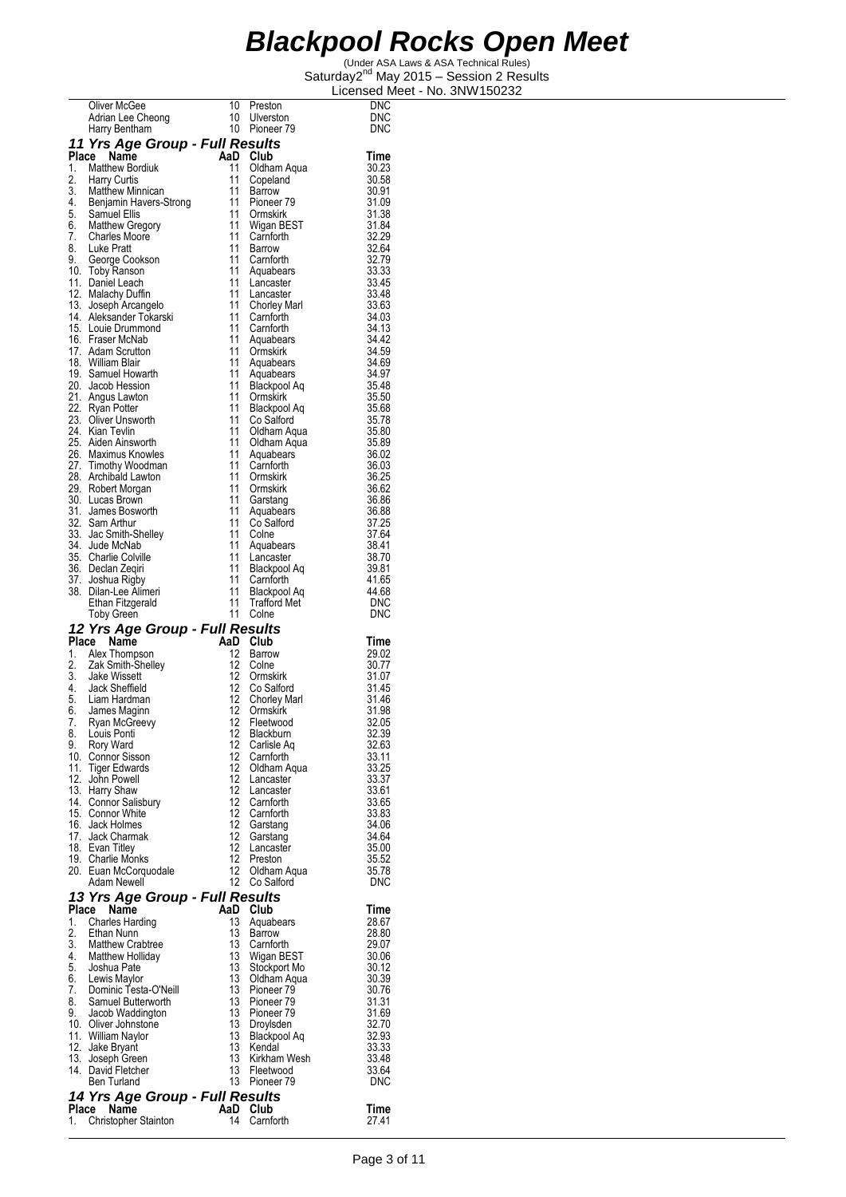# Blackpool Rocks Open Meet

(Under ASA Laws & ASA Technical Rules)
Saturday2[nd] May 2015 – Session 2 Results
Licensed Meet - No. 3NW150232

| Place | Name | AaD | Club | Time |
|---|---|---|---|---|
| | Oliver McGee | 10 | Preston | DNC |
| | Adrian Lee Cheong | 10 | Ulverston | DNC |
| | Harry Bentham | 10 | Pioneer 79 | DNC |

### 11 Yrs Age Group - Full Results

| Place | Name | AaD | Club | Time |
|---|---|---|---|---|
| 1. | Matthew Bordiuk | 11 | Oldham Aqua | 30.23 |
| 2. | Harry Curtis | 11 | Copeland | 30.58 |
| 3. | Matthew Minnican | 11 | Barrow | 30.91 |
| 4. | Benjamin Havers-Strong | 11 | Pioneer 79 | 31.09 |
| 5. | Samuel Ellis | 11 | Ormskirk | 31.38 |
| 6. | Matthew Gregory | 11 | Wigan BEST | 31.84 |
| 7. | Charles Moore | 11 | Carnforth | 32.29 |
| 8. | Luke Pratt | 11 | Barrow | 32.64 |
| 9. | George Cookson | 11 | Carnforth | 32.79 |
| 10. | Toby Ranson | 11 | Aquabears | 33.33 |
| 11. | Daniel Leach | 11 | Lancaster | 33.45 |
| 12. | Malachy Duffin | 11 | Lancaster | 33.48 |
| 13. | Joseph Arcangelo | 11 | Chorley Marl | 33.63 |
| 14. | Aleksander Tokarski | 11 | Carnforth | 34.03 |
| 15. | Louie Drummond | 11 | Carnforth | 34.13 |
| 16. | Fraser McNab | 11 | Aquabears | 34.42 |
| 17. | Adam Scrutton | 11 | Ormskirk | 34.59 |
| 18. | William Blair | 11 | Aquabears | 34.69 |
| 19. | Samuel Howarth | 11 | Aquabears | 34.97 |
| 20. | Jacob Hession | 11 | Blackpool Aq | 35.48 |
| 21. | Angus Lawton | 11 | Ormskirk | 35.50 |
| 22. | Ryan Potter | 11 | Blackpool Aq | 35.68 |
| 23. | Oliver Unsworth | 11 | Co Salford | 35.78 |
| 24. | Kian Tevlin | 11 | Oldham Aqua | 35.80 |
| 25. | Aiden Ainsworth | 11 | Oldham Aqua | 35.89 |
| 26. | Maximus Knowles | 11 | Aquabears | 36.02 |
| 27. | Timothy Woodman | 11 | Carnforth | 36.03 |
| 28. | Archibald Lawton | 11 | Ormskirk | 36.25 |
| 29. | Robert Morgan | 11 | Ormskirk | 36.62 |
| 30. | Lucas Brown | 11 | Garstang | 36.86 |
| 31. | James Bosworth | 11 | Aquabears | 36.88 |
| 32. | Sam Arthur | 11 | Co Salford | 37.25 |
| 33. | Jac Smith-Shelley | 11 | Colne | 37.64 |
| 34. | Jude McNab | 11 | Aquabears | 38.41 |
| 35. | Charlie Colville | 11 | Lancaster | 38.70 |
| 36. | Declan Zeqiri | 11 | Blackpool Aq | 39.81 |
| 37. | Joshua Rigby | 11 | Carnforth | 41.65 |
| 38. | Dilan-Lee Alimeri | 11 | Blackpool Aq | 44.68 |
| | Ethan Fitzgerald | 11 | Trafford Met | DNC |
| | Toby Green | 11 | Colne | DNC |

### 12 Yrs Age Group - Full Results

| Place | Name | AaD | Club | Time |
|---|---|---|---|---|
| 1. | Alex Thompson | 12 | Barrow | 29.02 |
| 2. | Zak Smith-Shelley | 12 | Colne | 30.77 |
| 3. | Jake Wissett | 12 | Ormskirk | 31.07 |
| 4. | Jack Sheffield | 12 | Co Salford | 31.45 |
| 5. | Liam Hardman | 12 | Chorley Marl | 31.46 |
| 6. | James Maginn | 12 | Ormskirk | 31.98 |
| 7. | Ryan McGreevy | 12 | Fleetwood | 32.05 |
| 8. | Louis Ponti | 12 | Blackburn | 32.39 |
| 9. | Rory Ward | 12 | Carlisle Aq | 32.63 |
| 10. | Connor Sisson | 12 | Carnforth | 33.11 |
| 11. | Tiger Edwards | 12 | Oldham Aqua | 33.25 |
| 12. | John Powell | 12 | Lancaster | 33.37 |
| 13. | Harry Shaw | 12 | Lancaster | 33.61 |
| 14. | Connor Salisbury | 12 | Carnforth | 33.65 |
| 15. | Connor White | 12 | Carnforth | 33.83 |
| 16. | Jack Holmes | 12 | Garstang | 34.06 |
| 17. | Jack Charmak | 12 | Garstang | 34.64 |
| 18. | Evan Titley | 12 | Lancaster | 35.00 |
| 19. | Charlie Monks | 12 | Preston | 35.52 |
| 20. | Euan McCorquodale | 12 | Oldham Aqua | 35.78 |
| | Adam Newell | 12 | Co Salford | DNC |

### 13 Yrs Age Group - Full Results

| Place | Name | AaD | Club | Time |
|---|---|---|---|---|
| 1. | Charles Harding | 13 | Aquabears | 28.67 |
| 2. | Ethan Nunn | 13 | Barrow | 28.80 |
| 3. | Matthew Crabtree | 13 | Carnforth | 29.07 |
| 4. | Matthew Holliday | 13 | Wigan BEST | 30.06 |
| 5. | Joshua Pate | 13 | Stockport Mo | 30.12 |
| 6. | Lewis Maylor | 13 | Oldham Aqua | 30.39 |
| 7. | Dominic Testa-O'Neill | 13 | Pioneer 79 | 30.76 |
| 8. | Samuel Butterworth | 13 | Pioneer 79 | 31.31 |
| 9. | Jacob Waddington | 13 | Pioneer 79 | 31.69 |
| 10. | Oliver Johnstone | 13 | Droylsden | 32.70 |
| 11. | William Naylor | 13 | Blackpool Aq | 32.93 |
| 12. | Jake Bryant | 13 | Kendal | 33.33 |
| 13. | Joseph Green | 13 | Kirkham Wesh | 33.48 |
| 14. | David Fletcher | 13 | Fleetwood | 33.64 |
| | Ben Turland | 13 | Pioneer 79 | DNC |

### 14 Yrs Age Group - Full Results

| Place | Name | AaD | Club | Time |
|---|---|---|---|---|
| 1. | Christopher Stainton | 14 | Carnforth | 27.41 |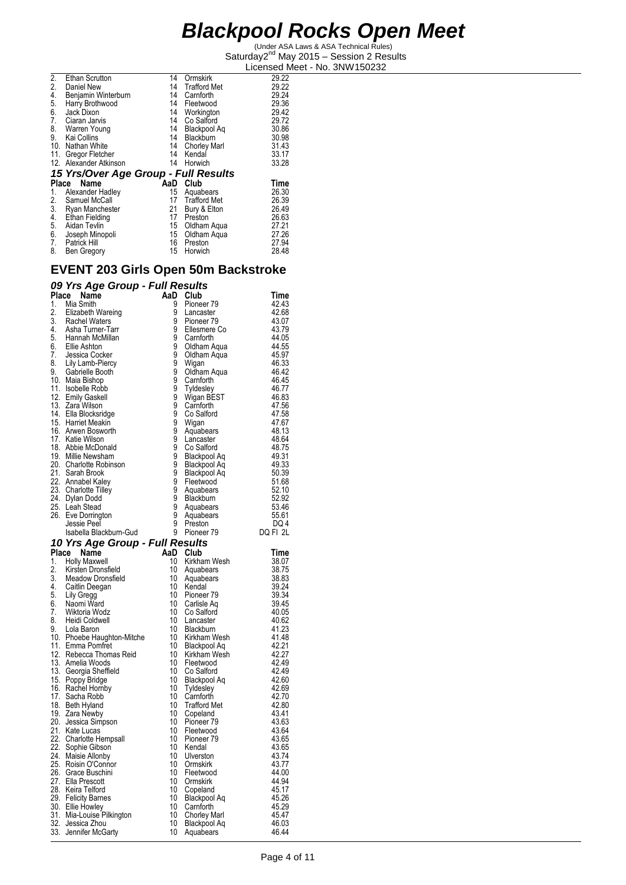# Blackpool Rocks Open Meet

(Under ASA Laws & ASA Technical Rules)
Saturday2nd May 2015 – Session 2 Results
Licensed Meet - No. 3NW150232

| Place | Name | AaD | Club | Time |
|---|---|---|---|---|
| 2. | Ethan Scrutton | 14 | Ormskirk | 29.22 |
| 2. | Daniel New | 14 | Trafford Met | 29.22 |
| 4. | Benjamin Winterburn | 14 | Carnforth | 29.24 |
| 5. | Harry Brothwood | 14 | Fleetwood | 29.36 |
| 6. | Jack Dixon | 14 | Workington | 29.42 |
| 7. | Ciaran Jarvis | 14 | Co Salford | 29.72 |
| 8. | Warren Young | 14 | Blackpool Aq | 30.86 |
| 9. | Kai Collins | 14 | Blackburn | 30.98 |
| 10. | Nathan White | 14 | Chorley Marl | 31.43 |
| 11. | Gregor Fletcher | 14 | Kendal | 33.17 |
| 12. | Alexander Atkinson | 14 | Horwich | 33.28 |

### *15 Yrs/Over Age Group - Full Results*

| Place | Name | AaD | Club | Time |
|---|---|---|---|---|
| 1. | Alexander Hadley | 15 | Aquabears | 26.30 |
| 2. | Samuel McCall | 17 | Trafford Met | 26.39 |
| 3. | Ryan Manchester | 21 | Bury & Elton | 26.49 |
| 4. | Ethan Fielding | 17 | Preston | 26.63 |
| 5. | Aidan Tevlin | 15 | Oldham Aqua | 27.21 |
| 6. | Joseph Minopoli | 15 | Oldham Aqua | 27.26 |
| 7. | Patrick Hill | 16 | Preston | 27.94 |
| 8. | Ben Gregory | 15 | Horwich | 28.48 |

## EVENT 203 Girls Open 50m Backstroke

### *09 Yrs Age Group - Full Results*

| Place | Name | AaD | Club | Time |
|---|---|---|---|---|
| 1. | Mia Smith | 9 | Pioneer 79 | 42.43 |
| 2. | Elizabeth Wareing | 9 | Lancaster | 42.68 |
| 3. | Rachel Waters | 9 | Pioneer 79 | 43.07 |
| 4. | Asha Turner-Tarr | 9 | Ellesmere Co | 43.79 |
| 5. | Hannah McMillan | 9 | Carnforth | 44.05 |
| 6. | Ellie Ashton | 9 | Oldham Aqua | 44.55 |
| 7. | Jessica Cocker | 9 | Oldham Aqua | 45.97 |
| 8. | Lily Lamb-Piercy | 9 | Wigan | 46.33 |
| 9. | Gabrielle Booth | 9 | Oldham Aqua | 46.42 |
| 10. | Maia Bishop | 9 | Carnforth | 46.45 |
| 11. | Isobelle Robb | 9 | Tyldesley | 46.77 |
| 12. | Emily Gaskell | 9 | Wigan BEST | 46.83 |
| 13. | Zara Wilson | 9 | Carnforth | 47.56 |
| 14. | Ella Blocksridge | 9 | Co Salford | 47.58 |
| 15. | Harriet Meakin | 9 | Wigan | 47.67 |
| 16. | Arwen Bosworth | 9 | Aquabears | 48.13 |
| 17. | Katie Wilson | 9 | Lancaster | 48.64 |
| 18. | Abbie McDonald | 9 | Co Salford | 48.75 |
| 19. | Millie Newsham | 9 | Blackpool Aq | 49.31 |
| 20. | Charlotte Robinson | 9 | Blackpool Aq | 49.33 |
| 21. | Sarah Brook | 9 | Blackpool Aq | 50.39 |
| 22. | Annabel Kaley | 9 | Fleetwood | 51.68 |
| 23. | Charlotte Tilley | 9 | Aquabears | 52.10 |
| 24. | Dylan Dodd | 9 | Blackburn | 52.92 |
| 25. | Leah Stead | 9 | Aquabears | 53.46 |
| 26. | Eve Dorrington | 9 | Aquabears | 55.61 |
| | Jessie Peel | 9 | Preston | DQ 4 |
| | Isabella Blackburn-Gud | 9 | Pioneer 79 | DQ FI 2L |

### *10 Yrs Age Group - Full Results*

| Place | Name | AaD | Club | Time |
|---|---|---|---|---|
| 1. | Holly Maxwell | 10 | Kirkham Wesh | 38.07 |
| 2. | Kirsten Dronsfield | 10 | Aquabears | 38.75 |
| 3. | Meadow Dronsfield | 10 | Aquabears | 38.83 |
| 4. | Caitlin Deegan | 10 | Kendal | 39.24 |
| 5. | Lily Gregg | 10 | Pioneer 79 | 39.34 |
| 6. | Naomi Ward | 10 | Carlisle Aq | 39.45 |
| 7. | Wiktoria Wodz | 10 | Co Salford | 40.05 |
| 8. | Heidi Coldwell | 10 | Lancaster | 40.62 |
| 9. | Lola Baron | 10 | Blackburn | 41.23 |
| 10. | Phoebe Haughton-Mitche | 10 | Kirkham Wesh | 41.48 |
| 11. | Emma Pomfret | 10 | Blackpool Aq | 42.21 |
| 12. | Rebecca Thomas Reid | 10 | Kirkham Wesh | 42.27 |
| 13. | Amelia Woods | 10 | Fleetwood | 42.49 |
| 13. | Georgia Sheffield | 10 | Co Salford | 42.49 |
| 15. | Poppy Bridge | 10 | Blackpool Aq | 42.60 |
| 16. | Rachel Hornby | 10 | Tyldesley | 42.69 |
| 17. | Sacha Robb | 10 | Carnforth | 42.70 |
| 18. | Beth Hyland | 10 | Trafford Met | 42.80 |
| 19. | Zara Newby | 10 | Copeland | 43.41 |
| 20. | Jessica Simpson | 10 | Pioneer 79 | 43.63 |
| 21. | Kate Lucas | 10 | Fleetwood | 43.64 |
| 22. | Charlotte Hempsall | 10 | Pioneer 79 | 43.65 |
| 22. | Sophie Gibson | 10 | Kendal | 43.65 |
| 24. | Maisie Allonby | 10 | Ulverston | 43.74 |
| 25. | Roisin O'Connor | 10 | Ormskirk | 43.77 |
| 26. | Grace Buschini | 10 | Fleetwood | 44.00 |
| 27. | Ella Prescott | 10 | Ormskirk | 44.94 |
| 28. | Keira Telford | 10 | Copeland | 45.17 |
| 29. | Felicity Barnes | 10 | Blackpool Aq | 45.26 |
| 30. | Ellie Howley | 10 | Carnforth | 45.29 |
| 31. | Mia-Louise Pilkington | 10 | Chorley Marl | 45.47 |
| 32. | Jessica Zhou | 10 | Blackpool Aq | 46.03 |
| 33. | Jennifer McGarty | 10 | Aquabears | 46.44 |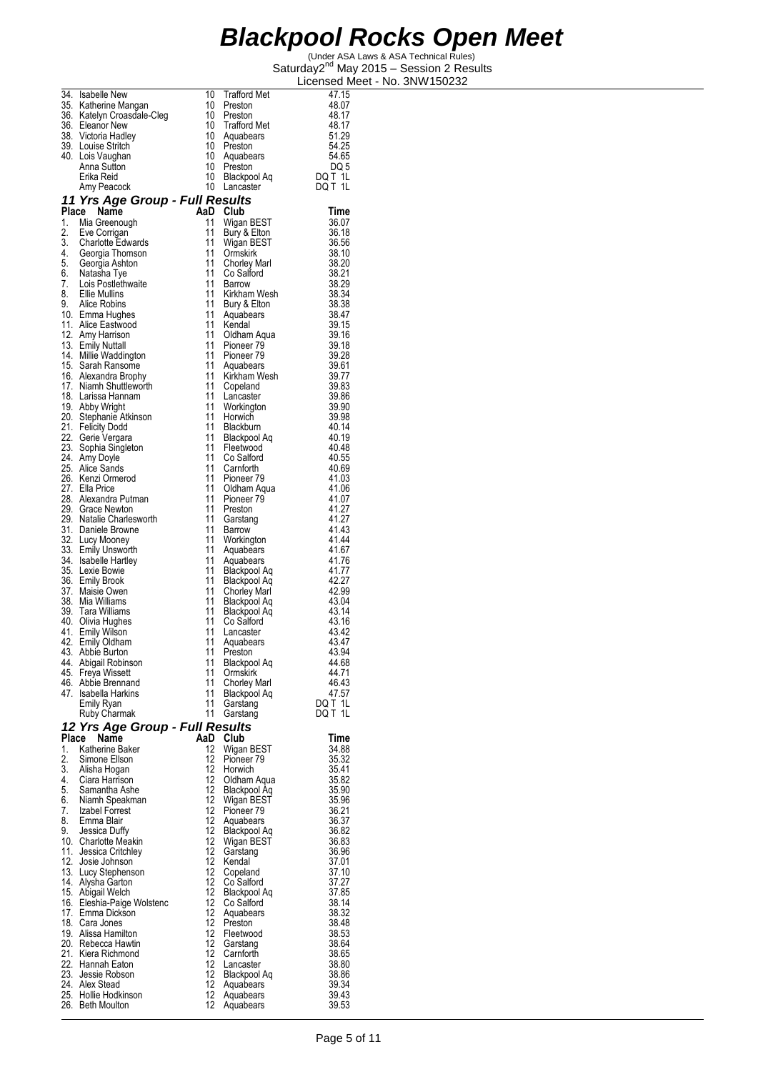# Blackpool Rocks Open Meet

(Under ASA Laws & ASA Technical Rules)

Saturday2nd May 2015 – Session 2 Results

Licensed Meet - No. 3NW150232

| Place | Name | AaD | Club | Time |
|---|---|---|---|---|
| 34. | Isabelle New | 10 | Trafford Met | 47.15 |
| 35. | Katherine Mangan | 10 | Preston | 48.07 |
| 36. | Katelyn Croasdale-Cleg | 10 | Preston | 48.17 |
| 36. | Eleanor New | 10 | Trafford Met | 48.17 |
| 38. | Victoria Hadley | 10 | Aquabears | 51.29 |
| 39. | Louise Stritch | 10 | Preston | 54.25 |
| 40. | Lois Vaughan | 10 | Aquabears | 54.65 |
| | Anna Sutton | 10 | Preston | DQ 5 |
| | Erika Reid | 10 | Blackpool Aq | DQ T 1L |
| | Amy Peacock | 10 | Lancaster | DQ T 1L |

## 11 Yrs Age Group - Full Results

| Place | Name | AaD | Club | Time |
|---|---|---|---|---|
| 1. | Mia Greenough | 11 | Wigan BEST | 36.07 |
| 2. | Eve Corrigan | 11 | Bury & Elton | 36.18 |
| 3. | Charlotte Edwards | 11 | Wigan BEST | 36.56 |
| 4. | Georgia Thomson | 11 | Ormskirk | 38.10 |
| 5. | Georgia Ashton | 11 | Chorley Marl | 38.20 |
| 6. | Natasha Tye | 11 | Co Salford | 38.21 |
| 7. | Lois Postlethwaite | 11 | Barrow | 38.29 |
| 8. | Ellie Mullins | 11 | Kirkham Wesh | 38.34 |
| 9. | Alice Robins | 11 | Bury & Elton | 38.38 |
| 10. | Emma Hughes | 11 | Aquabears | 38.47 |
| 11. | Alice Eastwood | 11 | Kendal | 39.15 |
| 12. | Amy Harrison | 11 | Oldham Aqua | 39.16 |
| 13. | Emily Nuttall | 11 | Pioneer 79 | 39.18 |
| 14. | Millie Waddington | 11 | Pioneer 79 | 39.28 |
| 15. | Sarah Ransome | 11 | Aquabears | 39.61 |
| 16. | Alexandra Brophy | 11 | Kirkham Wesh | 39.77 |
| 17. | Niamh Shuttleworth | 11 | Copeland | 39.83 |
| 18. | Larissa Hannam | 11 | Lancaster | 39.86 |
| 19. | Abby Wright | 11 | Workington | 39.90 |
| 20. | Stephanie Atkinson | 11 | Horwich | 39.98 |
| 21. | Felicity Dodd | 11 | Blackburn | 40.14 |
| 22. | Gerie Vergara | 11 | Blackpool Aq | 40.19 |
| 23. | Sophia Singleton | 11 | Fleetwood | 40.48 |
| 24. | Amy Doyle | 11 | Co Salford | 40.55 |
| 25. | Alice Sands | 11 | Carnforth | 40.69 |
| 26. | Kenzi Ormerod | 11 | Pioneer 79 | 41.03 |
| 27. | Ella Price | 11 | Oldham Aqua | 41.06 |
| 28. | Alexandra Putman | 11 | Pioneer 79 | 41.07 |
| 29. | Grace Newton | 11 | Preston | 41.27 |
| 29. | Natalie Charlesworth | 11 | Garstang | 41.27 |
| 31. | Daniele Browne | 11 | Barrow | 41.43 |
| 32. | Lucy Mooney | 11 | Workington | 41.44 |
| 33. | Emily Unsworth | 11 | Aquabears | 41.67 |
| 34. | Isabelle Hartley | 11 | Aquabears | 41.76 |
| 35. | Lexie Bowie | 11 | Blackpool Aq | 41.77 |
| 36. | Emily Brook | 11 | Blackpool Aq | 42.27 |
| 37. | Maisie Owen | 11 | Chorley Marl | 42.99 |
| 38. | Mia Williams | 11 | Blackpool Aq | 43.04 |
| 39. | Tara Williams | 11 | Blackpool Aq | 43.14 |
| 40. | Olivia Hughes | 11 | Co Salford | 43.16 |
| 41. | Emily Wilson | 11 | Lancaster | 43.42 |
| 42. | Emily Oldham | 11 | Aquabears | 43.47 |
| 43. | Abbie Burton | 11 | Preston | 43.94 |
| 44. | Abigail Robinson | 11 | Blackpool Aq | 44.68 |
| 45. | Freya Wissett | 11 | Ormskirk | 44.71 |
| 46. | Abbie Brennand | 11 | Chorley Marl | 46.43 |
| 47. | Isabella Harkins | 11 | Blackpool Aq | 47.57 |
| | Emily Ryan | 11 | Garstang | DQ T 1L |
| | Ruby Charmak | 11 | Garstang | DQ T 1L |

## 12 Yrs Age Group - Full Results

| Place | Name | AaD | Club | Time |
|---|---|---|---|---|
| 1. | Katherine Baker | 12 | Wigan BEST | 34.88 |
| 2. | Simone Ellson | 12 | Pioneer 79 | 35.32 |
| 3. | Alisha Hogan | 12 | Horwich | 35.41 |
| 4. | Ciara Harrison | 12 | Oldham Aqua | 35.82 |
| 5. | Samantha Ashe | 12 | Blackpool Aq | 35.90 |
| 6. | Niamh Speakman | 12 | Wigan BEST | 35.96 |
| 7. | Izabel Forrest | 12 | Pioneer 79 | 36.21 |
| 8. | Emma Blair | 12 | Aquabears | 36.37 |
| 9. | Jessica Duffy | 12 | Blackpool Aq | 36.82 |
| 10. | Charlotte Meakin | 12 | Wigan BEST | 36.83 |
| 11. | Jessica Critchley | 12 | Garstang | 36.96 |
| 12. | Josie Johnson | 12 | Kendal | 37.01 |
| 13. | Lucy Stephenson | 12 | Copeland | 37.10 |
| 14. | Alysha Garton | 12 | Co Salford | 37.27 |
| 15. | Abigail Welch | 12 | Blackpool Aq | 37.85 |
| 16. | Eleshia-Paige Wolstenc | 12 | Co Salford | 38.14 |
| 17. | Emma Dickson | 12 | Aquabears | 38.32 |
| 18. | Cara Jones | 12 | Preston | 38.48 |
| 19. | Alissa Hamilton | 12 | Fleetwood | 38.53 |
| 20. | Rebecca Hawtin | 12 | Garstang | 38.64 |
| 21. | Kiera Richmond | 12 | Carnforth | 38.65 |
| 22. | Hannah Eaton | 12 | Lancaster | 38.80 |
| 23. | Jessie Robson | 12 | Blackpool Aq | 38.86 |
| 24. | Alex Stead | 12 | Aquabears | 39.34 |
| 25. | Hollie Hodkinson | 12 | Aquabears | 39.43 |
| 26. | Beth Moulton | 12 | Aquabears | 39.53 |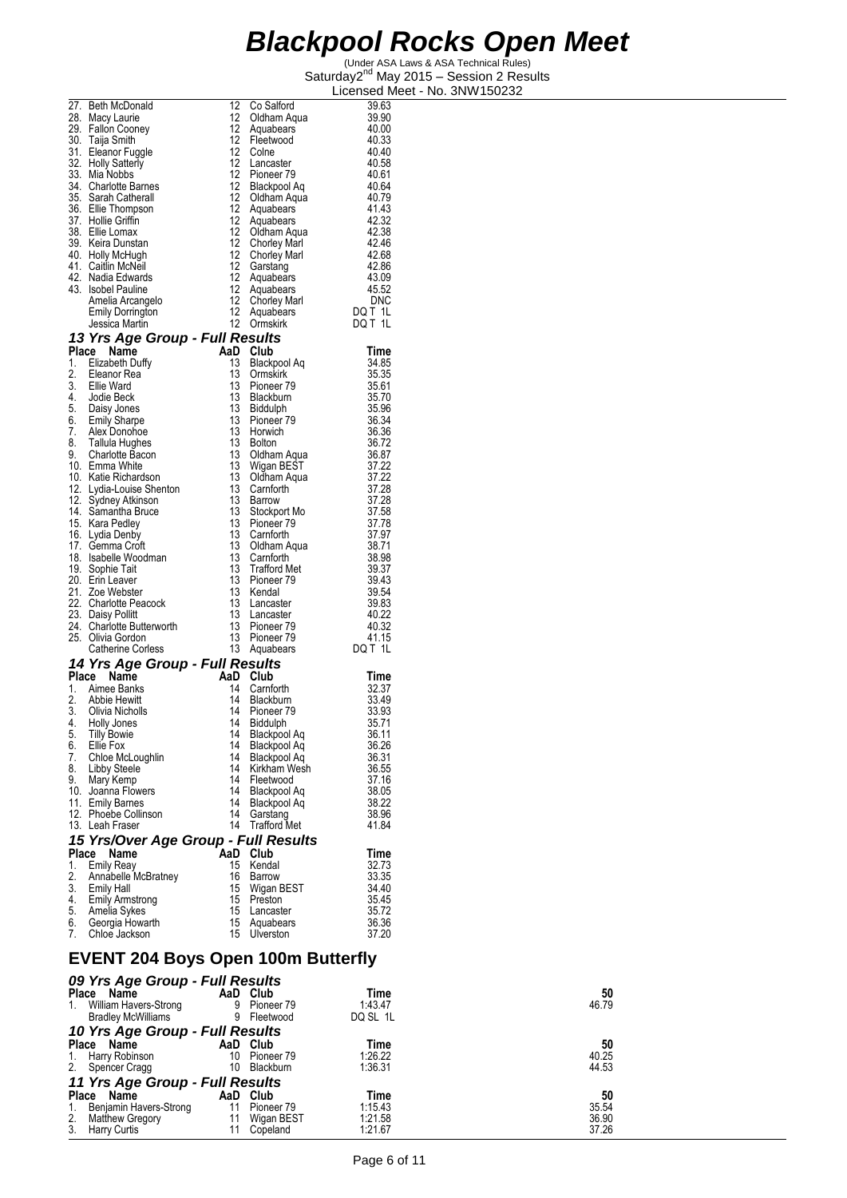# Blackpool Rocks Open Meet

(Under ASA Laws & ASA Technical Rules)
Saturday2nd May 2015 – Session 2 Results
Licensed Meet - No. 3NW150232

| Place | Name | AaD | Club | Time |
|---|---|---|---|---|
| 27. | Beth McDonald | 12 | Co Salford | 39.63 |
| 28. | Macy Laurie | 12 | Oldham Aqua | 39.90 |
| 29. | Fallon Cooney | 12 | Aquabears | 40.00 |
| 30. | Taija Smith | 12 | Fleetwood | 40.33 |
| 31. | Eleanor Fuggle | 12 | Colne | 40.40 |
| 32. | Holly Satterly | 12 | Lancaster | 40.58 |
| 33. | Mia Nobbs | 12 | Pioneer 79 | 40.61 |
| 34. | Charlotte Barnes | 12 | Blackpool Aq | 40.64 |
| 35. | Sarah Catherall | 12 | Oldham Aqua | 40.79 |
| 36. | Ellie Thompson | 12 | Aquabears | 41.43 |
| 37. | Hollie Griffin | 12 | Aquabears | 42.32 |
| 38. | Ellie Lomax | 12 | Oldham Aqua | 42.38 |
| 39. | Keira Dunstan | 12 | Chorley Marl | 42.46 |
| 40. | Holly McHugh | 12 | Chorley Marl | 42.68 |
| 41. | Caitlin McNeil | 12 | Garstang | 42.86 |
| 42. | Nadia Edwards | 12 | Aquabears | 43.09 |
| 43. | Isobel Pauline | 12 | Aquabears | 45.52 |
| | Amelia Arcangelo | 12 | Chorley Marl | DNC |
| | Emily Dorrington | 12 | Aquabears | DQ T 1L |
| | Jessica Martin | 12 | Ormskirk | DQ T 1L |

### 13 Yrs Age Group - Full Results

| Place | Name | AaD | Club | Time |
|---|---|---|---|---|
| 1. | Elizabeth Duffy | 13 | Blackpool Aq | 34.85 |
| 2. | Eleanor Rea | 13 | Ormskirk | 35.35 |
| 3. | Ellie Ward | 13 | Pioneer 79 | 35.61 |
| 4. | Jodie Beck | 13 | Blackburn | 35.70 |
| 5. | Daisy Jones | 13 | Biddulph | 35.96 |
| 6. | Emily Sharpe | 13 | Pioneer 79 | 36.34 |
| 7. | Alex Donohoe | 13 | Horwich | 36.36 |
| 8. | Tallula Hughes | 13 | Bolton | 36.72 |
| 9. | Charlotte Bacon | 13 | Oldham Aqua | 36.87 |
| 10. | Emma White | 13 | Wigan BEST | 37.22 |
| 10. | Katie Richardson | 13 | Oldham Aqua | 37.22 |
| 12. | Lydia-Louise Shenton | 13 | Carnforth | 37.28 |
| 12. | Sydney Atkinson | 13 | Barrow | 37.28 |
| 14. | Samantha Bruce | 13 | Stockport Mo | 37.58 |
| 15. | Kara Pedley | 13 | Pioneer 79 | 37.78 |
| 16. | Lydia Denby | 13 | Carnforth | 37.97 |
| 17. | Gemma Croft | 13 | Oldham Aqua | 38.71 |
| 18. | Isabelle Woodman | 13 | Carnforth | 38.98 |
| 19. | Sophie Tait | 13 | Trafford Met | 39.37 |
| 20. | Erin Leaver | 13 | Pioneer 79 | 39.43 |
| 21. | Zoe Webster | 13 | Kendal | 39.54 |
| 22. | Charlotte Peacock | 13 | Lancaster | 39.83 |
| 23. | Daisy Pollitt | 13 | Lancaster | 40.22 |
| 24. | Charlotte Butterworth | 13 | Pioneer 79 | 40.32 |
| 25. | Olivia Gordon | 13 | Pioneer 79 | 41.15 |
| | Catherine Corless | 13 | Aquabears | DQ T 1L |

### 14 Yrs Age Group - Full Results

| Place | Name | AaD | Club | Time |
|---|---|---|---|---|
| 1. | Aimee Banks | 14 | Carnforth | 32.37 |
| 2. | Abbie Hewitt | 14 | Blackburn | 33.49 |
| 3. | Olivia Nicholls | 14 | Pioneer 79 | 33.93 |
| 4. | Holly Jones | 14 | Biddulph | 35.71 |
| 5. | Tilly Bowie | 14 | Blackpool Aq | 36.11 |
| 6. | Ellie Fox | 14 | Blackpool Aq | 36.26 |
| 7. | Chloe McLoughlin | 14 | Blackpool Aq | 36.31 |
| 8. | Libby Steele | 14 | Kirkham Wesh | 36.55 |
| 9. | Mary Kemp | 14 | Fleetwood | 37.16 |
| 10. | Joanna Flowers | 14 | Blackpool Aq | 38.05 |
| 11. | Emily Barnes | 14 | Blackpool Aq | 38.22 |
| 12. | Phoebe Collinson | 14 | Garstang | 38.96 |
| 13. | Leah Fraser | 14 | Trafford Met | 41.84 |

### 15 Yrs/Over Age Group - Full Results

| Place | Name | AaD | Club | Time |
|---|---|---|---|---|
| 1. | Emily Reay | 15 | Kendal | 32.73 |
| 2. | Annabelle McBratney | 16 | Barrow | 33.35 |
| 3. | Emily Hall | 15 | Wigan BEST | 34.40 |
| 4. | Emily Armstrong | 15 | Preston | 35.45 |
| 5. | Amelia Sykes | 15 | Lancaster | 35.72 |
| 6. | Georgia Howarth | 15 | Aquabears | 36.36 |
| 7. | Chloe Jackson | 15 | Ulverston | 37.20 |

## EVENT 204 Boys Open 100m Butterfly

### 09 Yrs Age Group - Full Results

| Place | Name | AaD | Club | Time | 50 |
|---|---|---|---|---|---|
| 1. | William Havers-Strong | 9 | Pioneer 79 | 1:43.47 | 46.79 |
| | Bradley McWilliams | 9 | Fleetwood | DQ SL 1L | |

### 10 Yrs Age Group - Full Results

| Place | Name | AaD | Club | Time | 50 |
|---|---|---|---|---|---|
| 1. | Harry Robinson | 10 | Pioneer 79 | 1:26.22 | 40.25 |
| 2. | Spencer Cragg | 10 | Blackburn | 1:36.31 | 44.53 |

### 11 Yrs Age Group - Full Results

| Place | Name | AaD | Club | Time | 50 |
|---|---|---|---|---|---|
| 1. | Benjamin Havers-Strong | 11 | Pioneer 79 | 1:15.43 | 35.54 |
| 2. | Matthew Gregory | 11 | Wigan BEST | 1:21.58 | 36.90 |
| 3. | Harry Curtis | 11 | Copeland | 1:21.67 | 37.26 |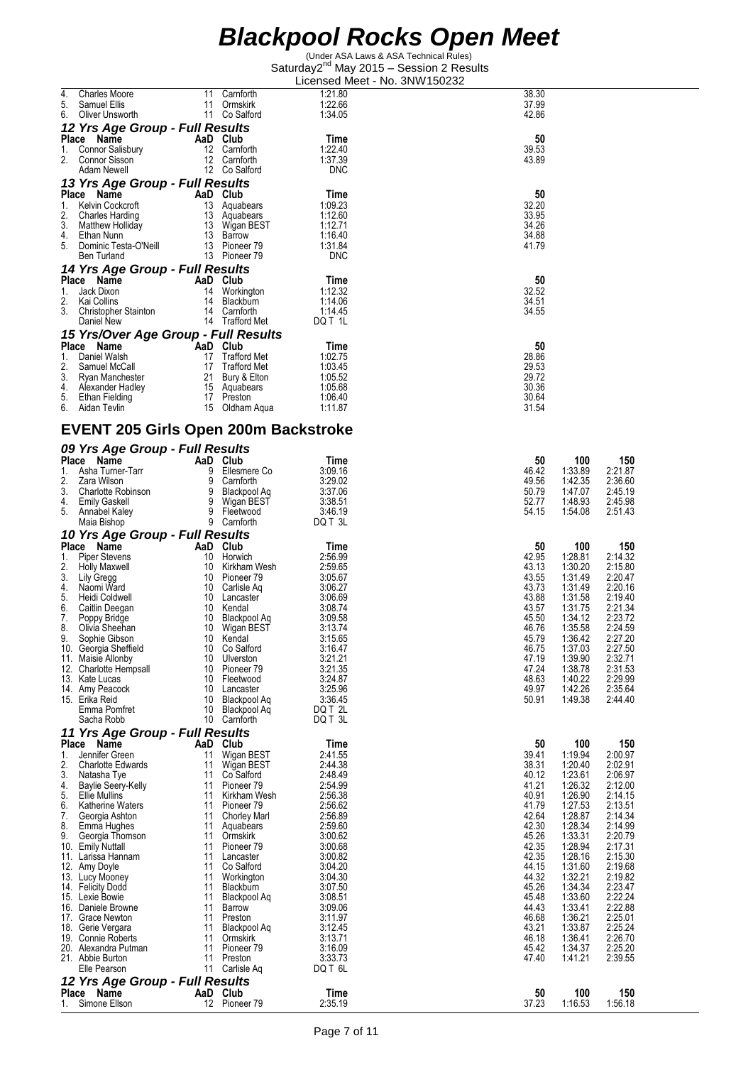# Blackpool Rocks Open Meet

(Under ASA Laws & ASA Technical Rules)
Saturday2nd May 2015 – Session 2 Results
Licensed Meet - No. 3NW150232

| Place | Name | AaD | Club | Time | 50 |
|---|---|---|---|---|---|
| 4. | Charles Moore | 11 | Carnforth | 1:21.80 | 38.30 |
| 5. | Samuel Ellis | 11 | Ormskirk | 1:22.66 | 37.99 |
| 6. | Oliver Unsworth | 11 | Co Salford | 1:34.05 | 42.86 |

### 12 Yrs Age Group - Full Results

| Place | Name | AaD | Club | Time | 50 |
|---|---|---|---|---|---|
| 1. | Connor Salisbury | 12 | Carnforth | 1:22.40 | 39.53 |
| 2. | Connor Sisson | 12 | Carnforth | 1:37.39 | 43.89 |
| | Adam Newell | 12 | Co Salford | DNC | |

### 13 Yrs Age Group - Full Results

| Place | Name | AaD | Club | Time | 50 |
|---|---|---|---|---|---|
| 1. | Kelvin Cockcroft | 13 | Aquabears | 1:09.23 | 32.20 |
| 2. | Charles Harding | 13 | Aquabears | 1:12.60 | 33.95 |
| 3. | Matthew Holliday | 13 | Wigan BEST | 1:12.71 | 34.26 |
| 4. | Ethan Nunn | 13 | Barrow | 1:16.40 | 34.88 |
| 5. | Dominic Testa-O'Neill | 13 | Pioneer 79 | 1:31.84 | 41.79 |
| | Ben Turland | 13 | Pioneer 79 | DNC | |

### 14 Yrs Age Group - Full Results

| Place | Name | AaD | Club | Time | 50 |
|---|---|---|---|---|---|
| 1. | Jack Dixon | 14 | Workington | 1:12.32 | 32.52 |
| 2. | Kai Collins | 14 | Blackburn | 1:14.06 | 34.51 |
| 3. | Christopher Stainton | 14 | Carnforth | 1:14.45 | 34.55 |
| | Daniel New | 14 | Trafford Met | DQ T 1L | |

### 15 Yrs/Over Age Group - Full Results

| Place | Name | AaD | Club | Time | 50 |
|---|---|---|---|---|---|
| 1. | Daniel Walsh | 17 | Trafford Met | 1:02.75 | 28.86 |
| 2. | Samuel McCall | 17 | Trafford Met | 1:03.45 | 29.53 |
| 3. | Ryan Manchester | 21 | Bury & Elton | 1:05.52 | 29.72 |
| 4. | Alexander Hadley | 15 | Aquabears | 1:05.68 | 30.36 |
| 5. | Ethan Fielding | 17 | Preston | 1:06.40 | 30.64 |
| 6. | Aidan Tevlin | 15 | Oldham Aqua | 1:11.87 | 31.54 |

## EVENT 205 Girls Open 200m Backstroke

### 09 Yrs Age Group - Full Results

| Place | Name | AaD | Club | Time | 50 | 100 | 150 |
|---|---|---|---|---|---|---|---|
| 1. | Asha Turner-Tarr | 9 | Ellesmere Co | 3:09.16 | 46.42 | 1:33.89 | 2:21.87 |
| 2. | Zara Wilson | 9 | Carnforth | 3:29.02 | 49.56 | 1:42.35 | 2:36.60 |
| 3. | Charlotte Robinson | 9 | Blackpool Aq | 3:37.06 | 50.79 | 1:47.07 | 2:45.19 |
| 4. | Emily Gaskell | 9 | Wigan BEST | 3:38.51 | 52.77 | 1:48.93 | 2:45.98 |
| 5. | Annabel Kaley | 9 | Fleetwood | 3:46.19 | 54.15 | 1:54.08 | 2:51.43 |
| | Maia Bishop | 9 | Carnforth | DQ T 3L | | | |

### 10 Yrs Age Group - Full Results

| Place | Name | AaD | Club | Time | 50 | 100 | 150 |
|---|---|---|---|---|---|---|---|
| 1. | Piper Stevens | 10 | Horwich | 2:56.99 | 42.95 | 1:28.81 | 2:14.32 |
| 2. | Holly Maxwell | 10 | Kirkham Wesh | 2:59.65 | 43.13 | 1:30.20 | 2:15.80 |
| 3. | Lily Gregg | 10 | Pioneer 79 | 3:05.67 | 43.55 | 1:31.49 | 2:20.47 |
| 4. | Naomi Ward | 10 | Carlisle Aq | 3:06.27 | 43.73 | 1:31.49 | 2:20.16 |
| 5. | Heidi Coldwell | 10 | Lancaster | 3:06.69 | 43.88 | 1:31.58 | 2:19.40 |
| 6. | Caitlin Deegan | 10 | Kendal | 3:08.74 | 43.57 | 1:31.75 | 2:21.34 |
| 7. | Poppy Bridge | 10 | Blackpool Aq | 3:09.58 | 45.50 | 1:34.12 | 2:23.72 |
| 8. | Olivia Sheehan | 10 | Wigan BEST | 3:13.74 | 46.76 | 1:35.58 | 2:24.59 |
| 9. | Sophie Gibson | 10 | Kendal | 3:15.65 | 45.79 | 1:36.42 | 2:27.20 |
| 10. | Georgia Sheffield | 10 | Co Salford | 3:16.47 | 46.75 | 1:37.03 | 2:27.50 |
| 11. | Maisie Allonby | 10 | Ulverston | 3:21.21 | 47.19 | 1:39.90 | 2:32.71 |
| 12. | Charlotte Hempsall | 10 | Pioneer 79 | 3:21.35 | 47.24 | 1:38.78 | 2:31.53 |
| 13. | Kate Lucas | 10 | Fleetwood | 3:24.87 | 48.63 | 1:40.22 | 2:29.99 |
| 14. | Amy Peacock | 10 | Lancaster | 3:25.96 | 49.97 | 1:42.26 | 2:35.64 |
| 15. | Erika Reid | 10 | Blackpool Aq | 3:36.45 | 50.91 | 1:49.38 | 2:44.40 |
| | Emma Pomfret | 10 | Blackpool Aq | DQ T 2L | | | |
| | Sacha Robb | 10 | Carnforth | DQ T 3L | | | |

### 11 Yrs Age Group - Full Results

| Place | Name | AaD | Club | Time | 50 | 100 | 150 |
|---|---|---|---|---|---|---|---|
| 1. | Jennifer Green | 11 | Wigan BEST | 2:41.55 | 39.41 | 1:19.94 | 2:00.97 |
| 2. | Charlotte Edwards | 11 | Wigan BEST | 2:44.38 | 38.31 | 1:20.40 | 2:02.91 |
| 3. | Natasha Tye | 11 | Co Salford | 2:48.49 | 40.12 | 1:23.61 | 2:06.97 |
| 4. | Baylie Seery-Kelly | 11 | Pioneer 79 | 2:54.99 | 41.21 | 1:26.32 | 2:12.00 |
| 5. | Ellie Mullins | 11 | Kirkham Wesh | 2:56.38 | 40.91 | 1:26.90 | 2:14.15 |
| 6. | Katherine Waters | 11 | Pioneer 79 | 2:56.62 | 41.79 | 1:27.53 | 2:13.51 |
| 7. | Georgia Ashton | 11 | Chorley Marl | 2:56.89 | 42.64 | 1:28.87 | 2:14.34 |
| 8. | Emma Hughes | 11 | Aquabears | 2:59.60 | 42.30 | 1:28.34 | 2:14.99 |
| 9. | Georgia Thomson | 11 | Ormskirk | 3:00.62 | 45.26 | 1:33.31 | 2:20.79 |
| 10. | Emily Nuttall | 11 | Pioneer 79 | 3:00.68 | 42.35 | 1:28.94 | 2:17.31 |
| 11. | Larissa Hannam | 11 | Lancaster | 3:00.82 | 42.35 | 1:28.16 | 2:15.30 |
| 12. | Amy Doyle | 11 | Co Salford | 3:04.20 | 44.15 | 1:31.60 | 2:19.68 |
| 13. | Lucy Mooney | 11 | Workington | 3:04.30 | 44.32 | 1:32.21 | 2:19.82 |
| 14. | Felicity Dodd | 11 | Blackburn | 3:07.50 | 45.26 | 1:34.34 | 2:23.47 |
| 15. | Lexie Bowie | 11 | Blackpool Aq | 3:08.51 | 45.48 | 1:33.60 | 2:22.24 |
| 16. | Daniele Browne | 11 | Barrow | 3:09.06 | 44.43 | 1:33.41 | 2:22.88 |
| 17. | Grace Newton | 11 | Preston | 3:11.97 | 46.68 | 1:36.21 | 2:25.01 |
| 18. | Gerie Vergara | 11 | Blackpool Aq | 3:12.45 | 43.21 | 1:33.87 | 2:25.24 |
| 19. | Connie Roberts | 11 | Ormskirk | 3:13.71 | 46.18 | 1:36.41 | 2:26.70 |
| 20. | Alexandra Putman | 11 | Pioneer 79 | 3:16.09 | 45.42 | 1:34.37 | 2:25.20 |
| 21. | Abbie Burton | 11 | Preston | 3:33.73 | 47.40 | 1:41.21 | 2:39.55 |
| | Elle Pearson | 11 | Carlisle Aq | DQ T 6L | | | |

### 12 Yrs Age Group - Full Results

| Place | Name | AaD | Club | Time | 50 | 100 | 150 |
|---|---|---|---|---|---|---|---|
| 1. | Simone Ellson | 12 | Pioneer 79 | 2:35.19 | 37.23 | 1:16.53 | 1:56.18 |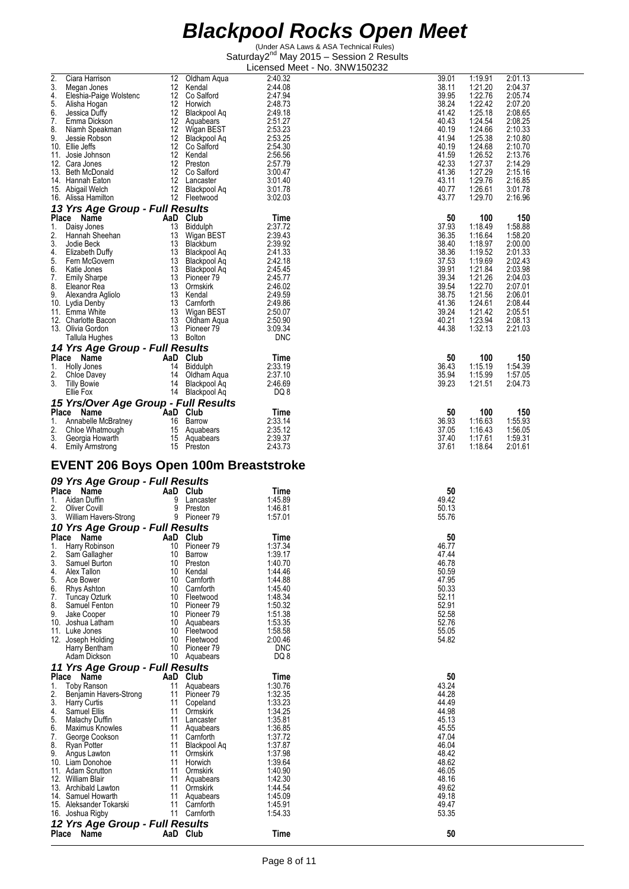# Blackpool Rocks Open Meet

(Under ASA Laws & ASA Technical Rules)
Saturday 2nd May 2015 – Session 2 Results
Licensed Meet - No. 3NW150232

| Place | Name | AaD | Club | Time | 50 | 100 | 150 |
|---|---|---|---|---|---|---|---|
| 2. | Ciara Harrison | 12 | Oldham Aqua | 2:40.32 | 39.01 | 1:19.91 | 2:01.13 |
| 3. | Megan Jones | 12 | Kendal | 2:44.08 | 38.11 | 1:21.20 | 2:04.37 |
| 4. | Eleshia-Paige Wolstenc | 12 | Co Salford | 2:47.94 | 39.95 | 1:22.76 | 2:05.74 |
| 5. | Alisha Hogan | 12 | Horwich | 2:48.73 | 38.24 | 1:22.42 | 2:07.20 |
| 6. | Jessica Duffy | 12 | Blackpool Aq | 2:49.18 | 41.42 | 1:25.18 | 2:08.65 |
| 7. | Emma Dickson | 12 | Aquabears | 2:51.27 | 40.43 | 1:24.54 | 2:08.25 |
| 8. | Niamh Speakman | 12 | Wigan BEST | 2:53.23 | 40.19 | 1:24.66 | 2:10.33 |
| 9. | Jessie Robson | 12 | Blackpool Aq | 2:53.25 | 41.94 | 1:25.38 | 2:10.80 |
| 10. | Ellie Jeffs | 12 | Co Salford | 2:54.30 | 40.19 | 1:24.68 | 2:10.70 |
| 11. | Josie Johnson | 12 | Kendal | 2:56.56 | 41.59 | 1:26.52 | 2:13.76 |
| 12. | Cara Jones | 12 | Preston | 2:57.79 | 42.33 | 1:27.37 | 2:14.29 |
| 13. | Beth McDonald | 12 | Co Salford | 3:00.47 | 41.36 | 1:27.29 | 2:15.16 |
| 14. | Hannah Eaton | 12 | Lancaster | 3:01.40 | 43.11 | 1:29.76 | 2:16.85 |
| 15. | Abigail Welch | 12 | Blackpool Aq | 3:01.78 | 40.77 | 1:26.61 | 3:01.78 |
| 16. | Alissa Hamilton | 12 | Fleetwood | 3:02.03 | 43.77 | 1:29.70 | 2:16.96 |

### 13 Yrs Age Group - Full Results

| Place | Name | AaD | Club | Time | 50 | 100 | 150 |
|---|---|---|---|---|---|---|---|
| 1. | Daisy Jones | 13 | Biddulph | 2:37.72 | 37.93 | 1:18.49 | 1:58.88 |
| 2. | Hannah Sheehan | 13 | Wigan BEST | 2:39.43 | 36.35 | 1:16.64 | 1:58.20 |
| 3. | Jodie Beck | 13 | Blackburn | 2:39.92 | 38.40 | 1:18.97 | 2:00.00 |
| 4. | Elizabeth Duffy | 13 | Blackpool Aq | 2:41.33 | 38.36 | 1:19.52 | 2:01.33 |
| 5. | Fern McGovern | 13 | Blackpool Aq | 2:42.18 | 37.53 | 1:19.69 | 2:02.43 |
| 6. | Katie Jones | 13 | Blackpool Aq | 2:45.45 | 39.91 | 1:21.84 | 2:03.98 |
| 7. | Emily Sharpe | 13 | Pioneer 79 | 2:45.77 | 39.34 | 1:21.26 | 2:04.03 |
| 8. | Eleanor Rea | 13 | Ormskirk | 2:46.02 | 39.54 | 1:22.70 | 2:07.01 |
| 9. | Alexandra Agliolo | 13 | Kendal | 2:49.59 | 38.75 | 1:21.56 | 2:06.01 |
| 10. | Lydia Denby | 13 | Carnforth | 2:49.86 | 41.36 | 1:24.61 | 2:08.44 |
| 11. | Emma White | 13 | Wigan BEST | 2:50.07 | 39.24 | 1:21.42 | 2:05.51 |
| 12. | Charlotte Bacon | 13 | Oldham Aqua | 2:50.90 | 40.21 | 1:23.94 | 2:08.13 |
| 13. | Olivia Gordon | 13 | Pioneer 79 | 3:09.34 | 44.38 | 1:32.13 | 2:21.03 |
| | Tallula Hughes | 13 | Bolton | DNC | | | |

### 14 Yrs Age Group - Full Results

| Place | Name | AaD | Club | Time | 50 | 100 | 150 |
|---|---|---|---|---|---|---|---|
| 1. | Holly Jones | 14 | Biddulph | 2:33.19 | 36.43 | 1:15.19 | 1:54.39 |
| 2. | Chloe Davey | 14 | Oldham Aqua | 2:37.10 | 35.94 | 1:15.99 | 1:57.05 |
| 3. | Tilly Bowie | 14 | Blackpool Aq | 2:46.69 | 39.23 | 1:21.51 | 2:04.73 |
| | Ellie Fox | 14 | Blackpool Aq | DQ 8 | | | |

### 15 Yrs/Over Age Group - Full Results

| Place | Name | AaD | Club | Time | 50 | 100 | 150 |
|---|---|---|---|---|---|---|---|
| 1. | Annabelle McBratney | 16 | Barrow | 2:33.14 | 36.93 | 1:16.63 | 1:55.93 |
| 2. | Chloe Whatmough | 15 | Aquabears | 2:35.12 | 37.05 | 1:16.43 | 1:56.05 |
| 3. | Georgia Howarth | 15 | Aquabears | 2:39.37 | 37.40 | 1:17.61 | 1:59.31 |
| 4. | Emily Armstrong | 15 | Preston | 2:43.73 | 37.61 | 1:18.64 | 2:01.61 |

## EVENT 206 Boys Open 100m Breaststroke

### 09 Yrs Age Group - Full Results

| Place | Name | AaD | Club | Time | 50 |
|---|---|---|---|---|---|
| 1. | Aidan Duffin | 9 | Lancaster | 1:45.89 | 49.42 |
| 2. | Oliver Covill | 9 | Preston | 1:46.81 | 50.13 |
| 3. | William Havers-Strong | 9 | Pioneer 79 | 1:57.01 | 55.76 |

### 10 Yrs Age Group - Full Results

| Place | Name | AaD | Club | Time | 50 |
|---|---|---|---|---|---|
| 1. | Harry Robinson | 10 | Pioneer 79 | 1:37.34 | 46.77 |
| 2. | Sam Gallagher | 10 | Barrow | 1:39.17 | 47.44 |
| 3. | Samuel Burton | 10 | Preston | 1:40.70 | 46.78 |
| 4. | Alex Tallon | 10 | Kendal | 1:44.46 | 50.59 |
| 5. | Ace Bower | 10 | Carnforth | 1:44.88 | 47.95 |
| 6. | Rhys Ashton | 10 | Carnforth | 1:45.40 | 50.33 |
| 7. | Tuncay Ozturk | 10 | Fleetwood | 1:48.34 | 52.11 |
| 8. | Samuel Fenton | 10 | Pioneer 79 | 1:50.32 | 52.91 |
| 9. | Jake Cooper | 10 | Pioneer 79 | 1:51.38 | 52.58 |
| 10. | Joshua Latham | 10 | Aquabears | 1:53.35 | 52.76 |
| 11. | Luke Jones | 10 | Fleetwood | 1:58.58 | 55.05 |
| 12. | Joseph Holding | 10 | Fleetwood | 2:00.46 | 54.82 |
| | Harry Bentham | 10 | Pioneer 79 | DNC | |
| | Adam Dickson | 10 | Aquabears | DQ 8 | |

### 11 Yrs Age Group - Full Results

| Place | Name | AaD | Club | Time | 50 |
|---|---|---|---|---|---|
| 1. | Toby Ranson | 11 | Aquabears | 1:30.76 | 43.24 |
| 2. | Benjamin Havers-Strong | 11 | Pioneer 79 | 1:32.35 | 44.28 |
| 3. | Harry Curtis | 11 | Copeland | 1:33.23 | 44.49 |
| 4. | Samuel Ellis | 11 | Ormskirk | 1:34.25 | 44.98 |
| 5. | Malachy Duffin | 11 | Lancaster | 1:35.81 | 45.13 |
| 6. | Maximus Knowles | 11 | Aquabears | 1:36.85 | 45.55 |
| 7. | George Cookson | 11 | Carnforth | 1:37.72 | 47.04 |
| 8. | Ryan Potter | 11 | Blackpool Aq | 1:37.87 | 46.04 |
| 9. | Angus Lawton | 11 | Ormskirk | 1:37.98 | 48.42 |
| 10. | Liam Donohoe | 11 | Horwich | 1:39.64 | 48.62 |
| 11. | Adam Scrutton | 11 | Ormskirk | 1:40.90 | 46.05 |
| 12. | William Blair | 11 | Aquabears | 1:42.30 | 48.16 |
| 13. | Archibald Lawton | 11 | Ormskirk | 1:44.54 | 49.62 |
| 14. | Samuel Howarth | 11 | Aquabears | 1:45.09 | 49.18 |
| 15. | Aleksander Tokarski | 11 | Carnforth | 1:45.91 | 49.47 |
| 16. | Joshua Rigby | 11 | Carnforth | 1:54.33 | 53.35 |

### 12 Yrs Age Group - Full Results

| Place | Name | AaD | Club | Time | 50 |
|---|---|---|---|---|---|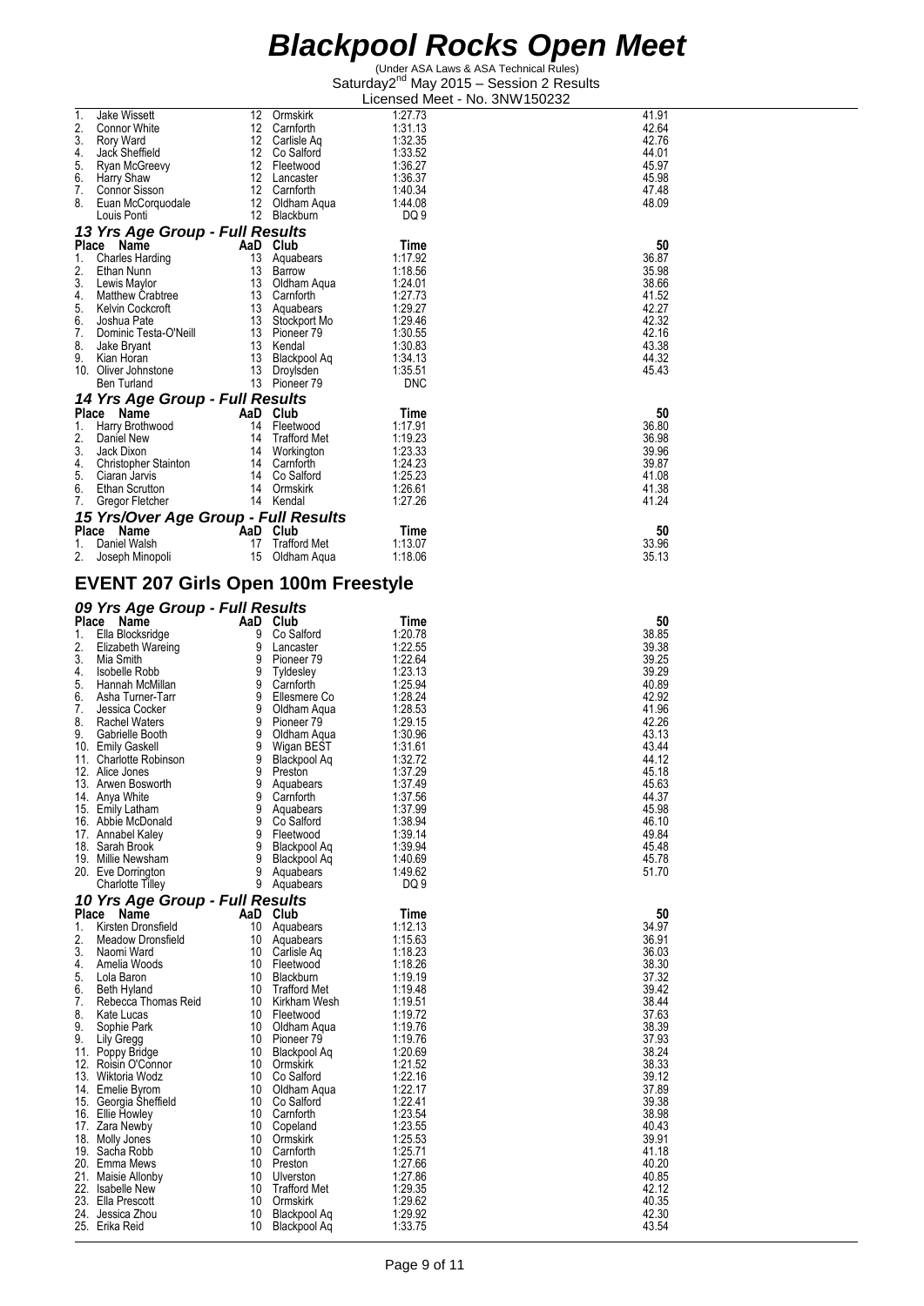# Blackpool Rocks Open Meet

(Under ASA Laws & ASA Technical Rules)
Saturday 2[nd] May 2015 – Session 2 Results
Licensed Meet - No. 3NW150232

| Place | Name | AaD | Club | Time | 50 |
|---|---|---|---|---|---|
| 1. | Jake Wissett | 12 | Ormskirk | 1:27.73 | 41.91 |
| 2. | Connor White | 12 | Carnforth | 1:31.13 | 42.64 |
| 3. | Rory Ward | 12 | Carlisle Aq | 1:32.35 | 42.76 |
| 4. | Jack Sheffield | 12 | Co Salford | 1:33.52 | 44.01 |
| 5. | Ryan McGreevy | 12 | Fleetwood | 1:36.27 | 45.97 |
| 6. | Harry Shaw | 12 | Lancaster | 1:36.37 | 45.98 |
| 7. | Connor Sisson | 12 | Carnforth | 1:40.34 | 47.48 |
| 8. | Euan McCorquodale | 12 | Oldham Aqua | 1:44.08 | 48.09 |
| | Louis Ponti | 12 | Blackburn | DQ 9 | |

### 13 Yrs Age Group - Full Results

| Place | Name | AaD | Club | Time | 50 |
|---|---|---|---|---|---|
| 1. | Charles Harding | 13 | Aquabears | 1:17.92 | 36.87 |
| 2. | Ethan Nunn | 13 | Barrow | 1:18.56 | 35.98 |
| 3. | Lewis Maylor | 13 | Oldham Aqua | 1:24.01 | 38.66 |
| 4. | Matthew Crabtree | 13 | Carnforth | 1:27.73 | 41.52 |
| 5. | Kelvin Cockcroft | 13 | Aquabears | 1:29.27 | 42.27 |
| 6. | Joshua Pate | 13 | Stockport Mo | 1:29.46 | 42.32 |
| 7. | Dominic Testa-O'Neill | 13 | Pioneer 79 | 1:30.55 | 42.16 |
| 8. | Jake Bryant | 13 | Kendal | 1:30.83 | 43.38 |
| 9. | Kian Horan | 13 | Blackpool Aq | 1:34.13 | 44.32 |
| 10. | Oliver Johnstone | 13 | Droylsden | 1:35.51 | 45.43 |
| | Ben Turland | 13 | Pioneer 79 | DNC | |

### 14 Yrs Age Group - Full Results

| Place | Name | AaD | Club | Time | 50 |
|---|---|---|---|---|---|
| 1. | Harry Brothwood | 14 | Fleetwood | 1:17.91 | 36.80 |
| 2. | Daniel New | 14 | Trafford Met | 1:19.23 | 36.98 |
| 3. | Jack Dixon | 14 | Workington | 1:23.33 | 39.96 |
| 4. | Christopher Stainton | 14 | Carnforth | 1:24.23 | 39.87 |
| 5. | Ciaran Jarvis | 14 | Co Salford | 1:25.23 | 41.08 |
| 6. | Ethan Scrutton | 14 | Ormskirk | 1:26.61 | 41.38 |
| 7. | Gregor Fletcher | 14 | Kendal | 1:27.26 | 41.24 |

### 15 Yrs/Over Age Group - Full Results

| Place | Name | AaD | Club | Time | 50 |
|---|---|---|---|---|---|
| 1. | Daniel Walsh | 17 | Trafford Met | 1:13.07 | 33.96 |
| 2. | Joseph Minopoli | 15 | Oldham Aqua | 1:18.06 | 35.13 |

## EVENT 207 Girls Open 100m Freestyle

### 09 Yrs Age Group - Full Results

| Place | Name | AaD | Club | Time | 50 |
|---|---|---|---|---|---|
| 1. | Ella Blocksridge | 9 | Co Salford | 1:20.78 | 38.85 |
| 2. | Elizabeth Wareing | 9 | Lancaster | 1:22.55 | 39.38 |
| 3. | Mia Smith | 9 | Pioneer 79 | 1:22.64 | 39.25 |
| 4. | Isobelle Robb | 9 | Tyldesley | 1:23.13 | 39.29 |
| 5. | Hannah McMillan | 9 | Carnforth | 1:25.94 | 40.89 |
| 6. | Asha Turner-Tarr | 9 | Ellesmere Co | 1:28.24 | 42.92 |
| 7. | Jessica Cocker | 9 | Oldham Aqua | 1:28.53 | 41.96 |
| 8. | Rachel Waters | 9 | Pioneer 79 | 1:29.15 | 42.26 |
| 9. | Gabrielle Booth | 9 | Oldham Aqua | 1:30.96 | 43.13 |
| 10. | Emily Gaskell | 9 | Wigan BEST | 1:31.61 | 43.44 |
| 11. | Charlotte Robinson | 9 | Blackpool Aq | 1:32.72 | 44.12 |
| 12. | Alice Jones | 9 | Preston | 1:37.29 | 45.18 |
| 13. | Arwen Bosworth | 9 | Aquabears | 1:37.49 | 45.63 |
| 14. | Anya White | 9 | Carnforth | 1:37.56 | 44.37 |
| 15. | Emily Latham | 9 | Aquabears | 1:37.99 | 45.98 |
| 16. | Abbie McDonald | 9 | Co Salford | 1:38.94 | 46.10 |
| 17. | Annabel Kaley | 9 | Fleetwood | 1:39.14 | 49.84 |
| 18. | Sarah Brook | 9 | Blackpool Aq | 1:39.94 | 45.48 |
| 19. | Millie Newsham | 9 | Blackpool Aq | 1:40.69 | 45.78 |
| 20. | Eve Dorrington | 9 | Aquabears | 1:49.62 | 51.70 |
| | Charlotte Tilley | 9 | Aquabears | DQ 9 | |

### 10 Yrs Age Group - Full Results

| Place | Name | AaD | Club | Time | 50 |
|---|---|---|---|---|---|
| 1. | Kirsten Dronsfield | 10 | Aquabears | 1:12.13 | 34.97 |
| 2. | Meadow Dronsfield | 10 | Aquabears | 1:15.63 | 36.91 |
| 3. | Naomi Ward | 10 | Carlisle Aq | 1:18.23 | 36.03 |
| 4. | Amelia Woods | 10 | Fleetwood | 1:18.26 | 38.30 |
| 5. | Lola Baron | 10 | Blackburn | 1:19.19 | 37.32 |
| 6. | Beth Hyland | 10 | Trafford Met | 1:19.48 | 39.42 |
| 7. | Rebecca Thomas Reid | 10 | Kirkham Wesh | 1:19.51 | 38.44 |
| 8. | Kate Lucas | 10 | Fleetwood | 1:19.72 | 37.63 |
| 9. | Sophie Park | 10 | Oldham Aqua | 1:19.76 | 38.39 |
| 9. | Lily Gregg | 10 | Pioneer 79 | 1:19.76 | 37.93 |
| 11. | Poppy Bridge | 10 | Blackpool Aq | 1:20.69 | 38.24 |
| 12. | Roisin O'Connor | 10 | Ormskirk | 1:21.52 | 38.33 |
| 13. | Wiktoria Wodz | 10 | Co Salford | 1:22.16 | 39.12 |
| 14. | Emelie Byrom | 10 | Oldham Aqua | 1:22.17 | 37.89 |
| 15. | Georgia Sheffield | 10 | Co Salford | 1:22.41 | 39.38 |
| 16. | Ellie Howley | 10 | Carnforth | 1:23.54 | 38.98 |
| 17. | Zara Newby | 10 | Copeland | 1:23.55 | 40.43 |
| 18. | Molly Jones | 10 | Ormskirk | 1:25.53 | 39.91 |
| 19. | Sacha Robb | 10 | Carnforth | 1:25.71 | 41.18 |
| 20. | Emma Mews | 10 | Preston | 1:27.66 | 40.20 |
| 21. | Maisie Allonby | 10 | Ulverston | 1:27.86 | 40.85 |
| 22. | Isabelle New | 10 | Trafford Met | 1:29.35 | 42.12 |
| 23. | Ella Prescott | 10 | Ormskirk | 1:29.62 | 40.35 |
| 24. | Jessica Zhou | 10 | Blackpool Aq | 1:29.92 | 42.30 |
| 25. | Erika Reid | 10 | Blackpool Aq | 1:33.75 | 43.54 |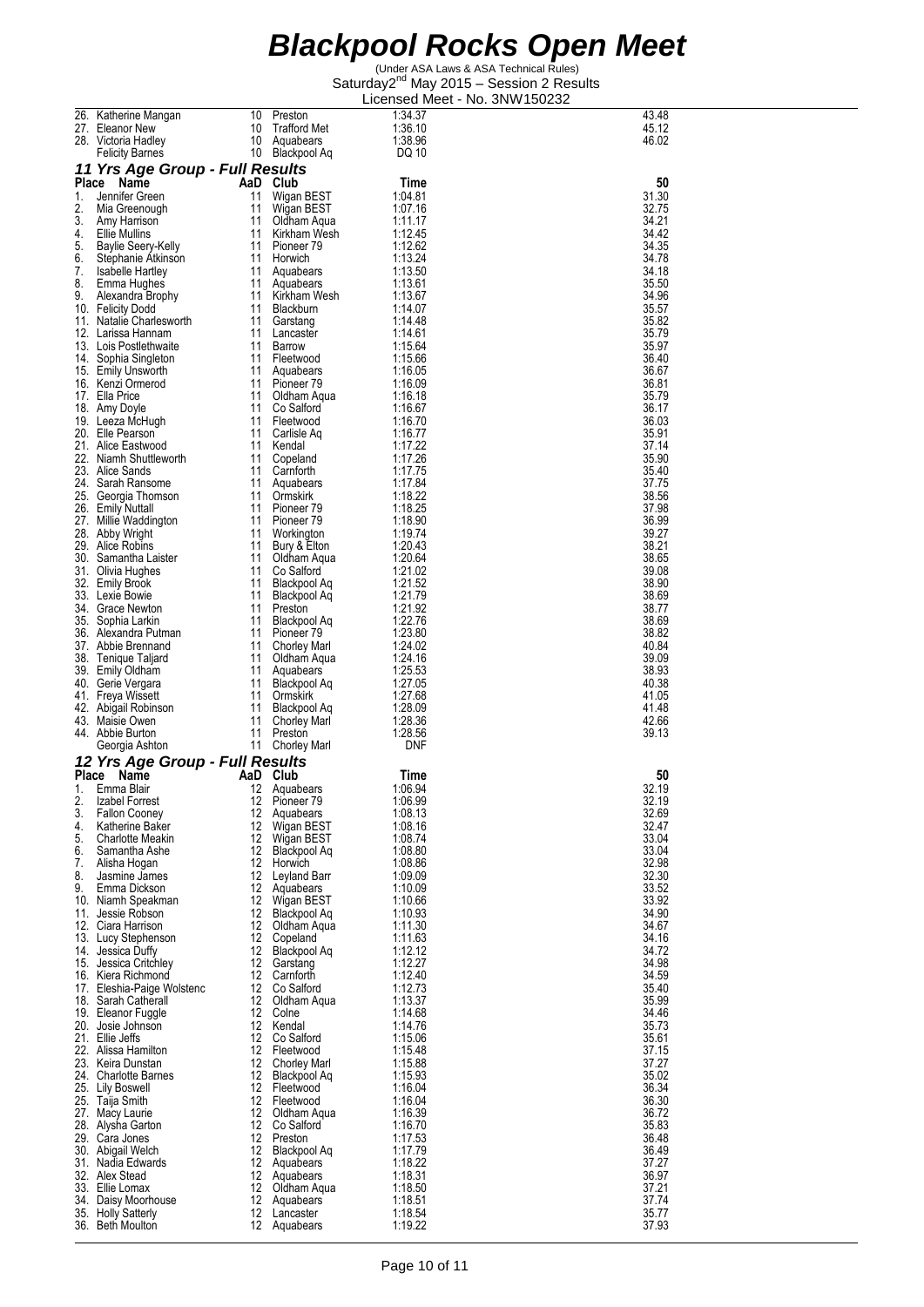# Blackpool Rocks Open Meet

(Under ASA Laws & ASA Technical Rules)
Saturday2nd May 2015 – Session 2 Results
Licensed Meet - No. 3NW150232

| Place | Name | AaD | Club | Time | 50 |
|---|---|---|---|---|---|
| 26. | Katherine Mangan | 10 | Preston | 1:34.37 | 43.48 |
| 27. | Eleanor New | 10 | Trafford Met | 1:36.10 | 45.12 |
| 28. | Victoria Hadley | 10 | Aquabears | 1:38.96 | 46.02 |
| | Felicity Barnes | 10 | Blackpool Aq | DQ 10 | |

## 11 Yrs Age Group - Full Results

| Place | Name | AaD | Club | Time | 50 |
|---|---|---|---|---|---|
| 1. | Jennifer Green | 11 | Wigan BEST | 1:04.81 | 31.30 |
| 2. | Mia Greenough | 11 | Wigan BEST | 1:07.16 | 32.75 |
| 3. | Amy Harrison | 11 | Oldham Aqua | 1:11.17 | 34.21 |
| 4. | Ellie Mullins | 11 | Kirkham Wesh | 1:12.45 | 34.42 |
| 5. | Baylie Seery-Kelly | 11 | Pioneer 79 | 1:12.62 | 34.35 |
| 6. | Stephanie Atkinson | 11 | Horwich | 1:13.24 | 34.78 |
| 7. | Isabelle Hartley | 11 | Aquabears | 1:13.50 | 34.18 |
| 8. | Emma Hughes | 11 | Aquabears | 1:13.61 | 35.50 |
| 9. | Alexandra Brophy | 11 | Kirkham Wesh | 1:13.67 | 34.96 |
| 10. | Felicity Dodd | 11 | Blackburn | 1:14.07 | 35.57 |
| 11. | Natalie Charlesworth | 11 | Garstang | 1:14.48 | 35.82 |
| 12. | Larissa Hannam | 11 | Lancaster | 1:14.61 | 35.79 |
| 13. | Lois Postlethwaite | 11 | Barrow | 1:15.64 | 35.97 |
| 14. | Sophia Singleton | 11 | Fleetwood | 1:15.66 | 36.40 |
| 15. | Emily Unsworth | 11 | Aquabears | 1:16.05 | 36.67 |
| 16. | Kenzi Ormerod | 11 | Pioneer 79 | 1:16.09 | 36.81 |
| 17. | Ella Price | 11 | Oldham Aqua | 1:16.18 | 35.79 |
| 18. | Amy Doyle | 11 | Co Salford | 1:16.67 | 36.17 |
| 19. | Leeza McHugh | 11 | Fleetwood | 1:16.70 | 36.03 |
| 20. | Elle Pearson | 11 | Carlisle Aq | 1:16.77 | 35.91 |
| 21. | Alice Eastwood | 11 | Kendal | 1:17.22 | 37.14 |
| 22. | Niamh Shuttleworth | 11 | Copeland | 1:17.26 | 35.90 |
| 23. | Alice Sands | 11 | Carnforth | 1:17.75 | 35.40 |
| 24. | Sarah Ransome | 11 | Aquabears | 1:17.84 | 37.75 |
| 25. | Georgia Thomson | 11 | Ormskirk | 1:18.22 | 38.56 |
| 26. | Emily Nuttall | 11 | Pioneer 79 | 1:18.25 | 37.98 |
| 27. | Millie Waddington | 11 | Pioneer 79 | 1:18.90 | 36.99 |
| 28. | Abby Wright | 11 | Workington | 1:19.74 | 39.27 |
| 29. | Alice Robins | 11 | Bury & Elton | 1:20.43 | 38.21 |
| 30. | Samantha Laister | 11 | Oldham Aqua | 1:20.64 | 38.65 |
| 31. | Olivia Hughes | 11 | Co Salford | 1:21.02 | 39.08 |
| 32. | Emily Brook | 11 | Blackpool Aq | 1:21.52 | 38.90 |
| 33. | Lexie Bowie | 11 | Blackpool Aq | 1:21.79 | 38.69 |
| 34. | Grace Newton | 11 | Preston | 1:21.92 | 38.77 |
| 35. | Sophia Larkin | 11 | Blackpool Aq | 1:22.76 | 38.69 |
| 36. | Alexandra Putman | 11 | Pioneer 79 | 1:23.80 | 38.82 |
| 37. | Abbie Brennand | 11 | Chorley Marl | 1:24.02 | 40.84 |
| 38. | Tenique Taljard | 11 | Oldham Aqua | 1:24.16 | 39.09 |
| 39. | Emily Oldham | 11 | Aquabears | 1:25.53 | 38.93 |
| 40. | Gerie Vergara | 11 | Blackpool Aq | 1:27.05 | 40.38 |
| 41. | Freya Wissett | 11 | Ormskirk | 1:27.68 | 41.05 |
| 42. | Abigail Robinson | 11 | Blackpool Aq | 1:28.09 | 41.48 |
| 43. | Maisie Owen | 11 | Chorley Marl | 1:28.36 | 42.66 |
| 44. | Abbie Burton | 11 | Preston | 1:28.56 | 39.13 |
| | Georgia Ashton | 11 | Chorley Marl | DNF | |

## 12 Yrs Age Group - Full Results

| Place | Name | AaD | Club | Time | 50 |
|---|---|---|---|---|---|
| 1. | Emma Blair | 12 | Aquabears | 1:06.94 | 32.19 |
| 2. | Izabel Forrest | 12 | Pioneer 79 | 1:06.99 | 32.19 |
| 3. | Fallon Cooney | 12 | Aquabears | 1:08.13 | 32.69 |
| 4. | Katherine Baker | 12 | Wigan BEST | 1:08.16 | 32.47 |
| 5. | Charlotte Meakin | 12 | Wigan BEST | 1:08.74 | 33.04 |
| 6. | Samantha Ashe | 12 | Blackpool Aq | 1:08.80 | 33.04 |
| 7. | Alisha Hogan | 12 | Horwich | 1:08.86 | 32.98 |
| 8. | Jasmine James | 12 | Leyland Barr | 1:09.09 | 32.30 |
| 9. | Emma Dickson | 12 | Aquabears | 1:10.09 | 33.52 |
| 10. | Niamh Speakman | 12 | Wigan BEST | 1:10.66 | 33.92 |
| 11. | Jessie Robson | 12 | Blackpool Aq | 1:10.93 | 34.90 |
| 12. | Ciara Harrison | 12 | Oldham Aqua | 1:11.30 | 34.67 |
| 13. | Lucy Stephenson | 12 | Copeland | 1:11.63 | 34.16 |
| 14. | Jessica Duffy | 12 | Blackpool Aq | 1:12.12 | 34.72 |
| 15. | Jessica Critchley | 12 | Garstang | 1:12.27 | 34.98 |
| 16. | Kiera Richmond | 12 | Carnforth | 1:12.40 | 34.59 |
| 17. | Eleshia-Paige Wolstenc | 12 | Co Salford | 1:12.73 | 35.40 |
| 18. | Sarah Catherall | 12 | Oldham Aqua | 1:13.37 | 35.99 |
| 19. | Eleanor Fuggle | 12 | Colne | 1:14.68 | 34.46 |
| 20. | Josie Johnson | 12 | Kendal | 1:14.76 | 35.73 |
| 21. | Ellie Jeffs | 12 | Co Salford | 1:15.06 | 35.61 |
| 22. | Alissa Hamilton | 12 | Fleetwood | 1:15.48 | 37.15 |
| 23. | Keira Dunstan | 12 | Chorley Marl | 1:15.88 | 37.27 |
| 24. | Charlotte Barnes | 12 | Blackpool Aq | 1:15.93 | 35.02 |
| 25. | Lily Boswell | 12 | Fleetwood | 1:16.04 | 36.34 |
| 25. | Taija Smith | 12 | Fleetwood | 1:16.04 | 36.30 |
| 27. | Macy Laurie | 12 | Oldham Aqua | 1:16.39 | 36.72 |
| 28. | Alysha Garton | 12 | Co Salford | 1:16.70 | 35.83 |
| 29. | Cara Jones | 12 | Preston | 1:17.53 | 36.48 |
| 30. | Abigail Welch | 12 | Blackpool Aq | 1:17.79 | 36.49 |
| 31. | Nadia Edwards | 12 | Aquabears | 1:18.22 | 37.27 |
| 32. | Alex Stead | 12 | Aquabears | 1:18.31 | 36.97 |
| 33. | Ellie Lomax | 12 | Oldham Aqua | 1:18.50 | 37.21 |
| 34. | Daisy Moorhouse | 12 | Aquabears | 1:18.51 | 37.74 |
| 35. | Holly Satterly | 12 | Lancaster | 1:18.54 | 35.77 |
| 36. | Beth Moulton | 12 | Aquabears | 1:19.22 | 37.93 |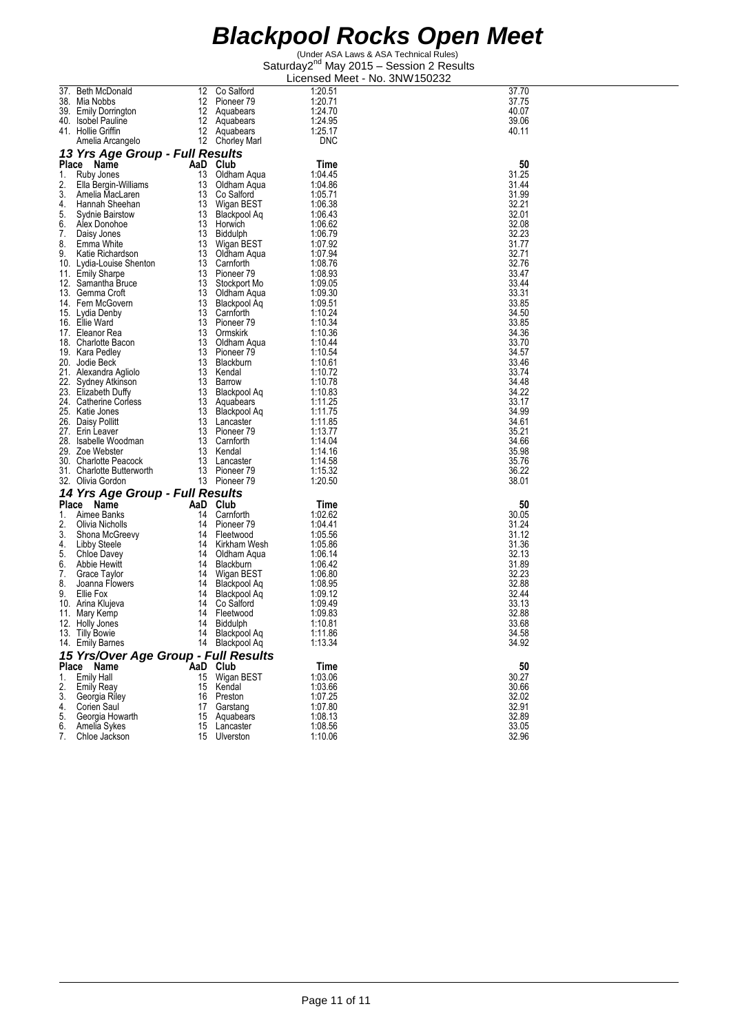# Blackpool Rocks Open Meet

(Under ASA Laws & ASA Technical Rules)
Saturday2[nd] May 2015 – Session 2 Results
Licensed Meet - No. 3NW150232

| Place | Name | AaD | Club | Time | 50 |
|---|---|---|---|---|---|
| 37. | Beth McDonald | 12 | Co Salford | 1:20.51 | 37.70 |
| 38. | Mia Nobbs | 12 | Pioneer 79 | 1:20.71 | 37.75 |
| 39. | Emily Dorrington | 12 | Aquabears | 1:24.70 | 40.07 |
| 40. | Isobel Pauline | 12 | Aquabears | 1:24.95 | 39.06 |
| 41. | Hollie Griffin | 12 | Aquabears | 1:25.17 | 40.11 |
| | Amelia Arcangelo | 12 | Chorley Marl | DNC | |

### 13 Yrs Age Group - Full Results

| Place | Name | AaD | Club | Time | 50 |
|---|---|---|---|---|---|
| 1. | Ruby Jones | 13 | Oldham Aqua | 1:04.45 | 31.25 |
| 2. | Ella Bergin-Williams | 13 | Oldham Aqua | 1:04.86 | 31.44 |
| 3. | Amelia MacLaren | 13 | Co Salford | 1:05.71 | 31.99 |
| 4. | Hannah Sheehan | 13 | Wigan BEST | 1:06.38 | 32.21 |
| 5. | Sydnie Bairstow | 13 | Blackpool Aq | 1:06.43 | 32.01 |
| 6. | Alex Donohoe | 13 | Horwich | 1:06.62 | 32.08 |
| 7. | Daisy Jones | 13 | Biddulph | 1:06.79 | 32.23 |
| 8. | Emma White | 13 | Wigan BEST | 1:07.92 | 31.77 |
| 9. | Katie Richardson | 13 | Oldham Aqua | 1:07.94 | 32.71 |
| 10. | Lydia-Louise Shenton | 13 | Carnforth | 1:08.76 | 32.76 |
| 11. | Emily Sharpe | 13 | Pioneer 79 | 1:08.93 | 33.47 |
| 12. | Samantha Bruce | 13 | Stockport Mo | 1:09.05 | 33.44 |
| 13. | Gemma Croft | 13 | Oldham Aqua | 1:09.30 | 33.31 |
| 14. | Fern McGovern | 13 | Blackpool Aq | 1:09.51 | 33.85 |
| 15. | Lydia Denby | 13 | Carnforth | 1:10.24 | 34.50 |
| 16. | Ellie Ward | 13 | Pioneer 79 | 1:10.34 | 33.85 |
| 17. | Eleanor Rea | 13 | Ormskirk | 1:10.36 | 34.36 |
| 18. | Charlotte Bacon | 13 | Oldham Aqua | 1:10.44 | 33.70 |
| 19. | Kara Pedley | 13 | Pioneer 79 | 1:10.54 | 34.57 |
| 20. | Jodie Beck | 13 | Blackburn | 1:10.61 | 33.46 |
| 21. | Alexandra Agliolo | 13 | Kendal | 1:10.72 | 33.74 |
| 22. | Sydney Atkinson | 13 | Barrow | 1:10.78 | 34.48 |
| 23. | Elizabeth Duffy | 13 | Blackpool Aq | 1:10.83 | 34.22 |
| 24. | Catherine Corless | 13 | Aquabears | 1:11.25 | 33.17 |
| 25. | Katie Jones | 13 | Blackpool Aq | 1:11.75 | 34.99 |
| 26. | Daisy Pollitt | 13 | Lancaster | 1:11.85 | 34.61 |
| 27. | Erin Leaver | 13 | Pioneer 79 | 1:13.77 | 35.21 |
| 28. | Isabelle Woodman | 13 | Carnforth | 1:14.04 | 34.66 |
| 29. | Zoe Webster | 13 | Kendal | 1:14.16 | 35.98 |
| 30. | Charlotte Peacock | 13 | Lancaster | 1:14.58 | 35.76 |
| 31. | Charlotte Butterworth | 13 | Pioneer 79 | 1:15.32 | 36.22 |
| 32. | Olivia Gordon | 13 | Pioneer 79 | 1:20.50 | 38.01 |

### 14 Yrs Age Group - Full Results

| Place | Name | AaD | Club | Time | 50 |
|---|---|---|---|---|---|
| 1. | Aimee Banks | 14 | Carnforth | 1:02.62 | 30.05 |
| 2. | Olivia Nicholls | 14 | Pioneer 79 | 1:04.41 | 31.24 |
| 3. | Shona McGreevy | 14 | Fleetwood | 1:05.56 | 31.12 |
| 4. | Libby Steele | 14 | Kirkham Wesh | 1:05.86 | 31.36 |
| 5. | Chloe Davey | 14 | Oldham Aqua | 1:06.14 | 32.13 |
| 6. | Abbie Hewitt | 14 | Blackburn | 1:06.42 | 31.89 |
| 7. | Grace Taylor | 14 | Wigan BEST | 1:06.80 | 32.23 |
| 8. | Joanna Flowers | 14 | Blackpool Aq | 1:08.95 | 32.88 |
| 9. | Ellie Fox | 14 | Blackpool Aq | 1:09.12 | 32.44 |
| 10. | Arina Klujeva | 14 | Co Salford | 1:09.49 | 33.13 |
| 11. | Mary Kemp | 14 | Fleetwood | 1:09.83 | 32.88 |
| 12. | Holly Jones | 14 | Biddulph | 1:10.81 | 33.68 |
| 13. | Tilly Bowie | 14 | Blackpool Aq | 1:11.86 | 34.58 |
| 14. | Emily Barnes | 14 | Blackpool Aq | 1:13.34 | 34.92 |

### 15 Yrs/Over Age Group - Full Results

| Place | Name | AaD | Club | Time | 50 |
|---|---|---|---|---|---|
| 1. | Emily Hall | 15 | Wigan BEST | 1:03.06 | 30.27 |
| 2. | Emily Reay | 15 | Kendal | 1:03.66 | 30.66 |
| 3. | Georgia Riley | 16 | Preston | 1:07.25 | 32.02 |
| 4. | Corien Saul | 17 | Garstang | 1:07.80 | 32.91 |
| 5. | Georgia Howarth | 15 | Aquabears | 1:08.13 | 32.89 |
| 6. | Amelia Sykes | 15 | Lancaster | 1:08.56 | 33.05 |
| 7. | Chloe Jackson | 15 | Ulverston | 1:10.06 | 32.96 |